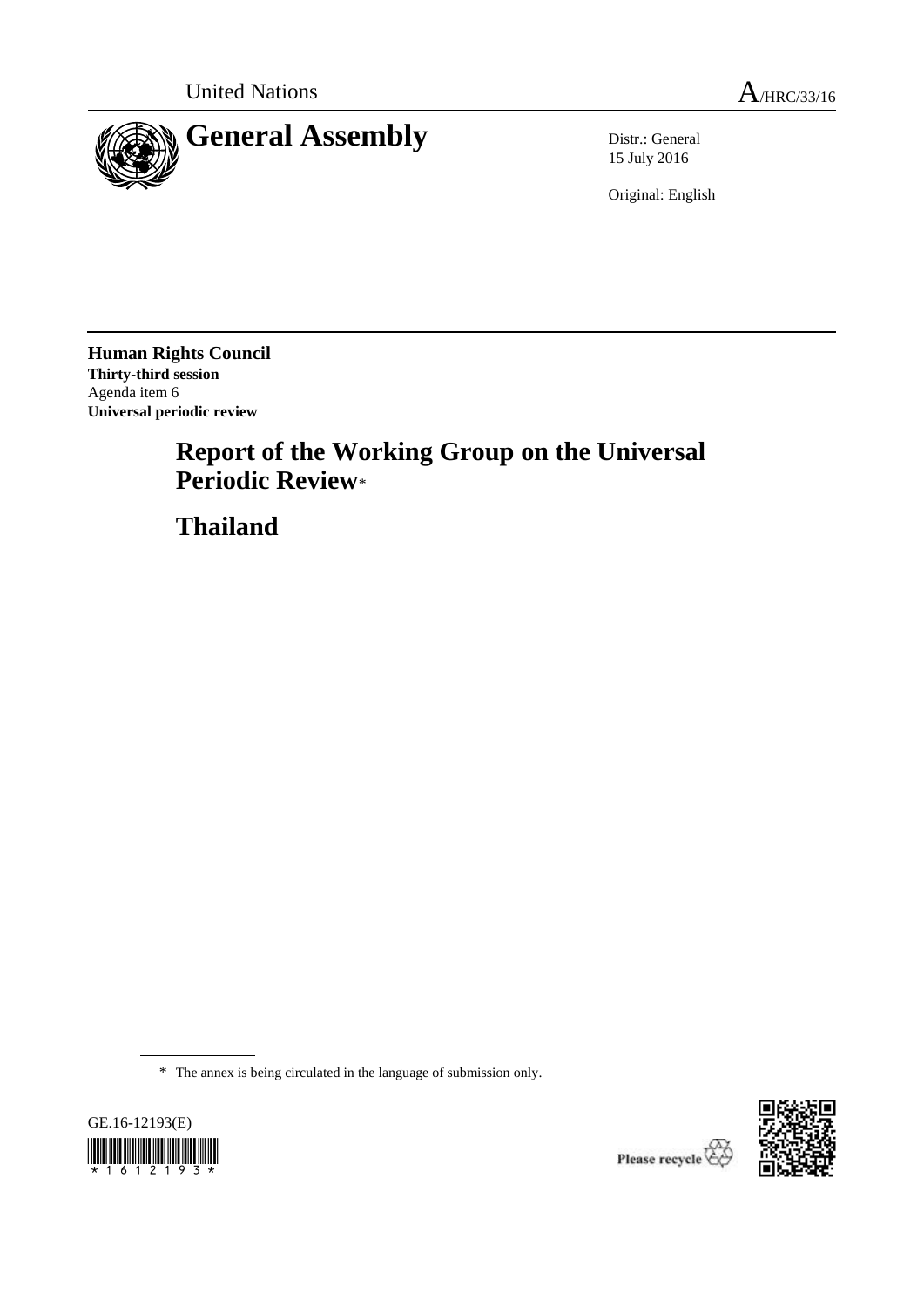United Nations A/HRC/33/16

# General Assembly

Distr.: General
15 July 2016

Original: English

**Human Rights Council**
**Thirty-third session**
Agenda item 6
**Universal periodic review**

## Report of the Working Group on the Universal Periodic Review*

## Thailand

\* The annex is being circulated in the language of submission only.

GE.16-12193(E)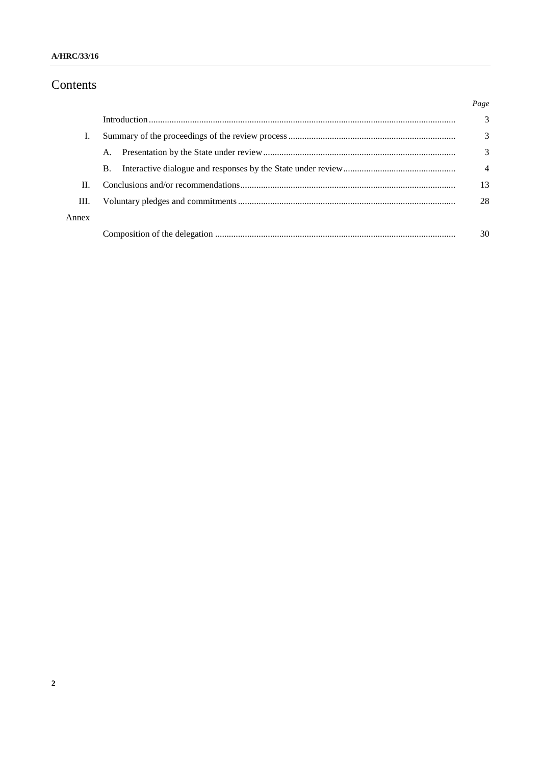# Contents

| | | Page |
|---|---|---|
| | Introduction | 3 |
| I. | Summary of the proceedings of the review process | 3 |
| | A. Presentation by the State under review | 3 |
| | B. Interactive dialogue and responses by the State under review | 4 |
| II. | Conclusions and/or recommendations | 13 |
| III. | Voluntary pledges and commitments | 28 |
| Annex | | |
| | Composition of the delegation | 30 |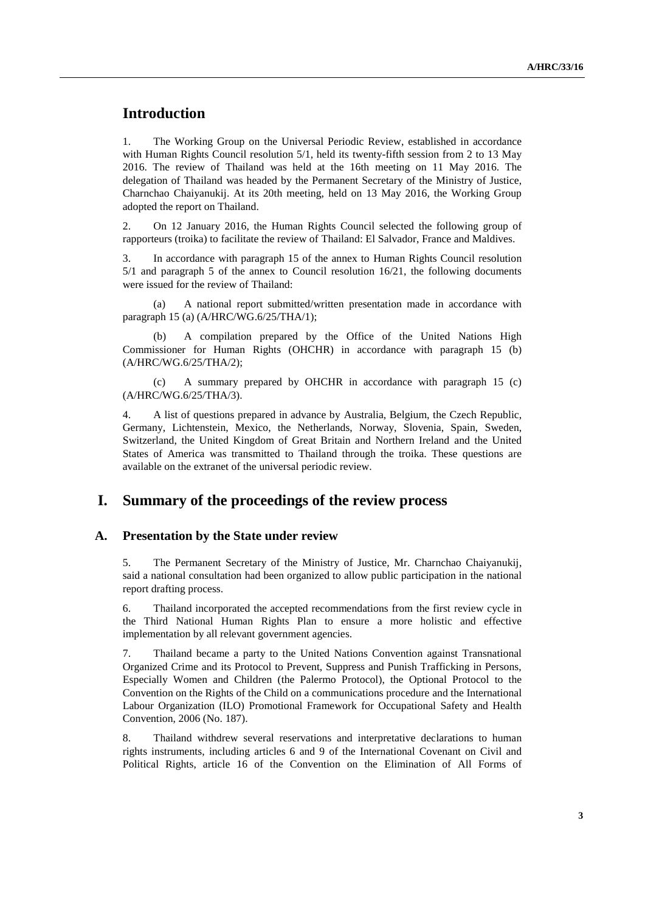# Introduction

1. The Working Group on the Universal Periodic Review, established in accordance with Human Rights Council resolution 5/1, held its twenty-fifth session from 2 to 13 May 2016. The review of Thailand was held at the 16th meeting on 11 May 2016. The delegation of Thailand was headed by the Permanent Secretary of the Ministry of Justice, Charnchao Chaiyanukij. At its 20th meeting, held on 13 May 2016, the Working Group adopted the report on Thailand.

2. On 12 January 2016, the Human Rights Council selected the following group of rapporteurs (troika) to facilitate the review of Thailand: El Salvador, France and Maldives.

3. In accordance with paragraph 15 of the annex to Human Rights Council resolution 5/1 and paragraph 5 of the annex to Council resolution 16/21, the following documents were issued for the review of Thailand:

(a) A national report submitted/written presentation made in accordance with paragraph 15 (a) (A/HRC/WG.6/25/THA/1);

(b) A compilation prepared by the Office of the United Nations High Commissioner for Human Rights (OHCHR) in accordance with paragraph 15 (b) (A/HRC/WG.6/25/THA/2);

(c) A summary prepared by OHCHR in accordance with paragraph 15 (c) (A/HRC/WG.6/25/THA/3).

4. A list of questions prepared in advance by Australia, Belgium, the Czech Republic, Germany, Lichtenstein, Mexico, the Netherlands, Norway, Slovenia, Spain, Sweden, Switzerland, the United Kingdom of Great Britain and Northern Ireland and the United States of America was transmitted to Thailand through the troika. These questions are available on the extranet of the universal periodic review.

# I. Summary of the proceedings of the review process

## A. Presentation by the State under review

5. The Permanent Secretary of the Ministry of Justice, Mr. Charnchao Chaiyanukij, said a national consultation had been organized to allow public participation in the national report drafting process.

6. Thailand incorporated the accepted recommendations from the first review cycle in the Third National Human Rights Plan to ensure a more holistic and effective implementation by all relevant government agencies.

7. Thailand became a party to the United Nations Convention against Transnational Organized Crime and its Protocol to Prevent, Suppress and Punish Trafficking in Persons, Especially Women and Children (the Palermo Protocol), the Optional Protocol to the Convention on the Rights of the Child on a communications procedure and the International Labour Organization (ILO) Promotional Framework for Occupational Safety and Health Convention, 2006 (No. 187).

8. Thailand withdrew several reservations and interpretative declarations to human rights instruments, including articles 6 and 9 of the International Covenant on Civil and Political Rights, article 16 of the Convention on the Elimination of All Forms of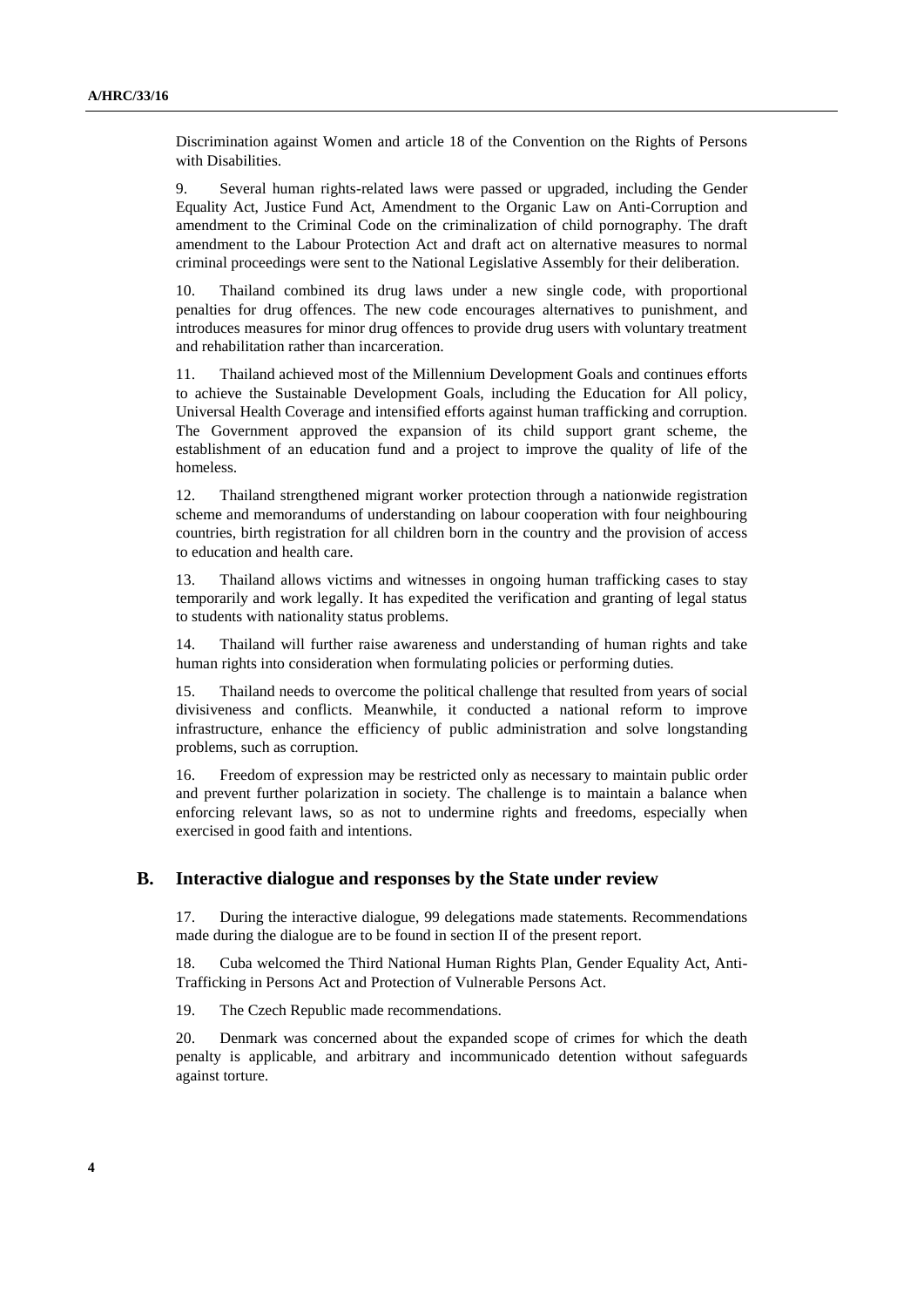Discrimination against Women and article 18 of the Convention on the Rights of Persons with Disabilities.

9. Several human rights-related laws were passed or upgraded, including the Gender Equality Act, Justice Fund Act, Amendment to the Organic Law on Anti-Corruption and amendment to the Criminal Code on the criminalization of child pornography. The draft amendment to the Labour Protection Act and draft act on alternative measures to normal criminal proceedings were sent to the National Legislative Assembly for their deliberation.

10. Thailand combined its drug laws under a new single code, with proportional penalties for drug offences. The new code encourages alternatives to punishment, and introduces measures for minor drug offences to provide drug users with voluntary treatment and rehabilitation rather than incarceration.

11. Thailand achieved most of the Millennium Development Goals and continues efforts to achieve the Sustainable Development Goals, including the Education for All policy, Universal Health Coverage and intensified efforts against human trafficking and corruption. The Government approved the expansion of its child support grant scheme, the establishment of an education fund and a project to improve the quality of life of the homeless.

12. Thailand strengthened migrant worker protection through a nationwide registration scheme and memorandums of understanding on labour cooperation with four neighbouring countries, birth registration for all children born in the country and the provision of access to education and health care.

13. Thailand allows victims and witnesses in ongoing human trafficking cases to stay temporarily and work legally. It has expedited the verification and granting of legal status to students with nationality status problems.

14. Thailand will further raise awareness and understanding of human rights and take human rights into consideration when formulating policies or performing duties.

15. Thailand needs to overcome the political challenge that resulted from years of social divisiveness and conflicts. Meanwhile, it conducted a national reform to improve infrastructure, enhance the efficiency of public administration and solve longstanding problems, such as corruption.

16. Freedom of expression may be restricted only as necessary to maintain public order and prevent further polarization in society. The challenge is to maintain a balance when enforcing relevant laws, so as not to undermine rights and freedoms, especially when exercised in good faith and intentions.

## B. Interactive dialogue and responses by the State under review

17. During the interactive dialogue, 99 delegations made statements. Recommendations made during the dialogue are to be found in section II of the present report.

18. Cuba welcomed the Third National Human Rights Plan, Gender Equality Act, Anti-Trafficking in Persons Act and Protection of Vulnerable Persons Act.

19. The Czech Republic made recommendations.

20. Denmark was concerned about the expanded scope of crimes for which the death penalty is applicable, and arbitrary and incommunicado detention without safeguards against torture.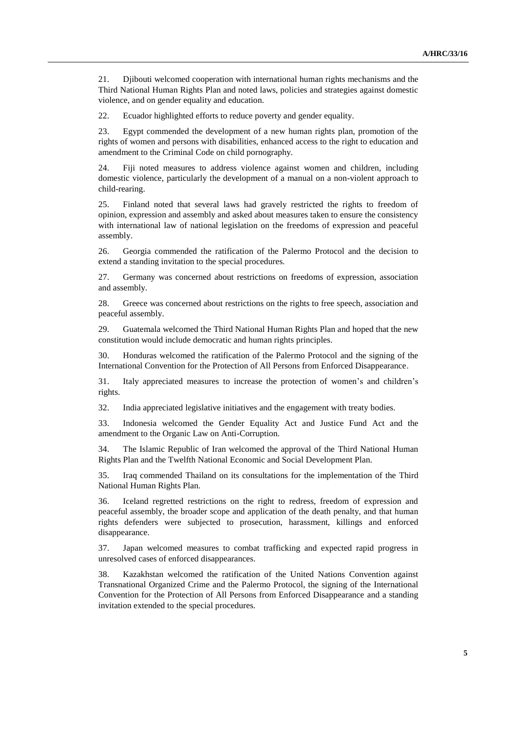21. Djibouti welcomed cooperation with international human rights mechanisms and the Third National Human Rights Plan and noted laws, policies and strategies against domestic violence, and on gender equality and education.

22. Ecuador highlighted efforts to reduce poverty and gender equality.

23. Egypt commended the development of a new human rights plan, promotion of the rights of women and persons with disabilities, enhanced access to the right to education and amendment to the Criminal Code on child pornography.

24. Fiji noted measures to address violence against women and children, including domestic violence, particularly the development of a manual on a non-violent approach to child-rearing.

25. Finland noted that several laws had gravely restricted the rights to freedom of opinion, expression and assembly and asked about measures taken to ensure the consistency with international law of national legislation on the freedoms of expression and peaceful assembly.

26. Georgia commended the ratification of the Palermo Protocol and the decision to extend a standing invitation to the special procedures.

27. Germany was concerned about restrictions on freedoms of expression, association and assembly.

28. Greece was concerned about restrictions on the rights to free speech, association and peaceful assembly.

29. Guatemala welcomed the Third National Human Rights Plan and hoped that the new constitution would include democratic and human rights principles.

30. Honduras welcomed the ratification of the Palermo Protocol and the signing of the International Convention for the Protection of All Persons from Enforced Disappearance.

31. Italy appreciated measures to increase the protection of women's and children's rights.

32. India appreciated legislative initiatives and the engagement with treaty bodies.

33. Indonesia welcomed the Gender Equality Act and Justice Fund Act and the amendment to the Organic Law on Anti-Corruption.

34. The Islamic Republic of Iran welcomed the approval of the Third National Human Rights Plan and the Twelfth National Economic and Social Development Plan.

35. Iraq commended Thailand on its consultations for the implementation of the Third National Human Rights Plan.

36. Iceland regretted restrictions on the right to redress, freedom of expression and peaceful assembly, the broader scope and application of the death penalty, and that human rights defenders were subjected to prosecution, harassment, killings and enforced disappearance.

37. Japan welcomed measures to combat trafficking and expected rapid progress in unresolved cases of enforced disappearances.

38. Kazakhstan welcomed the ratification of the United Nations Convention against Transnational Organized Crime and the Palermo Protocol, the signing of the International Convention for the Protection of All Persons from Enforced Disappearance and a standing invitation extended to the special procedures.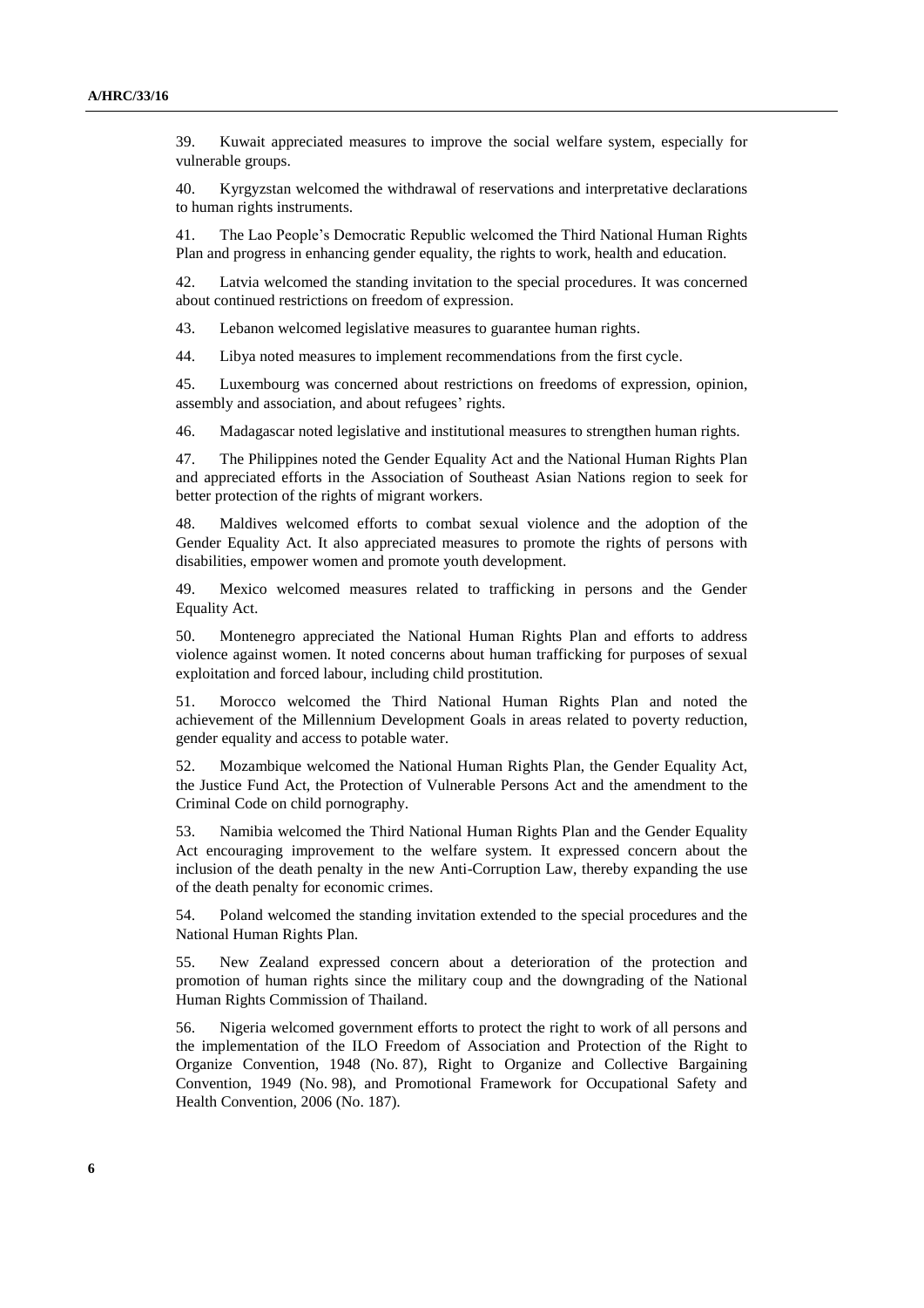39. Kuwait appreciated measures to improve the social welfare system, especially for vulnerable groups.

40. Kyrgyzstan welcomed the withdrawal of reservations and interpretative declarations to human rights instruments.

41. The Lao People's Democratic Republic welcomed the Third National Human Rights Plan and progress in enhancing gender equality, the rights to work, health and education.

42. Latvia welcomed the standing invitation to the special procedures. It was concerned about continued restrictions on freedom of expression.

43. Lebanon welcomed legislative measures to guarantee human rights.

44. Libya noted measures to implement recommendations from the first cycle.

45. Luxembourg was concerned about restrictions on freedoms of expression, opinion, assembly and association, and about refugees' rights.

46. Madagascar noted legislative and institutional measures to strengthen human rights.

47. The Philippines noted the Gender Equality Act and the National Human Rights Plan and appreciated efforts in the Association of Southeast Asian Nations region to seek for better protection of the rights of migrant workers.

48. Maldives welcomed efforts to combat sexual violence and the adoption of the Gender Equality Act. It also appreciated measures to promote the rights of persons with disabilities, empower women and promote youth development.

49. Mexico welcomed measures related to trafficking in persons and the Gender Equality Act.

50. Montenegro appreciated the National Human Rights Plan and efforts to address violence against women. It noted concerns about human trafficking for purposes of sexual exploitation and forced labour, including child prostitution.

51. Morocco welcomed the Third National Human Rights Plan and noted the achievement of the Millennium Development Goals in areas related to poverty reduction, gender equality and access to potable water.

52. Mozambique welcomed the National Human Rights Plan, the Gender Equality Act, the Justice Fund Act, the Protection of Vulnerable Persons Act and the amendment to the Criminal Code on child pornography.

53. Namibia welcomed the Third National Human Rights Plan and the Gender Equality Act encouraging improvement to the welfare system. It expressed concern about the inclusion of the death penalty in the new Anti-Corruption Law, thereby expanding the use of the death penalty for economic crimes.

54. Poland welcomed the standing invitation extended to the special procedures and the National Human Rights Plan.

55. New Zealand expressed concern about a deterioration of the protection and promotion of human rights since the military coup and the downgrading of the National Human Rights Commission of Thailand.

56. Nigeria welcomed government efforts to protect the right to work of all persons and the implementation of the ILO Freedom of Association and Protection of the Right to Organize Convention, 1948 (No. 87), Right to Organize and Collective Bargaining Convention, 1949 (No. 98), and Promotional Framework for Occupational Safety and Health Convention, 2006 (No. 187).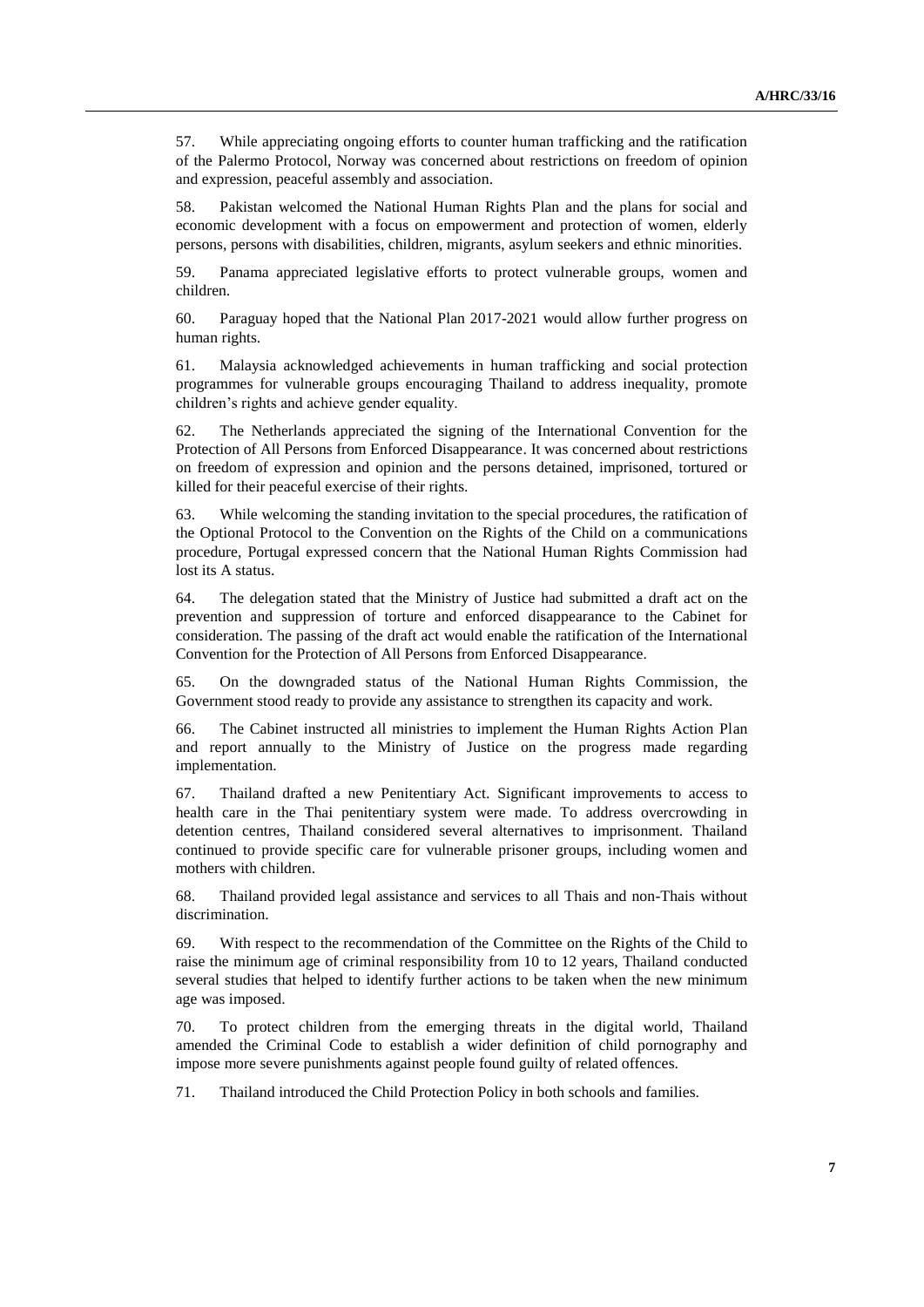57. While appreciating ongoing efforts to counter human trafficking and the ratification of the Palermo Protocol, Norway was concerned about restrictions on freedom of opinion and expression, peaceful assembly and association.

58. Pakistan welcomed the National Human Rights Plan and the plans for social and economic development with a focus on empowerment and protection of women, elderly persons, persons with disabilities, children, migrants, asylum seekers and ethnic minorities.

59. Panama appreciated legislative efforts to protect vulnerable groups, women and children.

60. Paraguay hoped that the National Plan 2017-2021 would allow further progress on human rights.

61. Malaysia acknowledged achievements in human trafficking and social protection programmes for vulnerable groups encouraging Thailand to address inequality, promote children's rights and achieve gender equality.

62. The Netherlands appreciated the signing of the International Convention for the Protection of All Persons from Enforced Disappearance. It was concerned about restrictions on freedom of expression and opinion and the persons detained, imprisoned, tortured or killed for their peaceful exercise of their rights.

63. While welcoming the standing invitation to the special procedures, the ratification of the Optional Protocol to the Convention on the Rights of the Child on a communications procedure, Portugal expressed concern that the National Human Rights Commission had lost its A status.

64. The delegation stated that the Ministry of Justice had submitted a draft act on the prevention and suppression of torture and enforced disappearance to the Cabinet for consideration. The passing of the draft act would enable the ratification of the International Convention for the Protection of All Persons from Enforced Disappearance.

65. On the downgraded status of the National Human Rights Commission, the Government stood ready to provide any assistance to strengthen its capacity and work.

66. The Cabinet instructed all ministries to implement the Human Rights Action Plan and report annually to the Ministry of Justice on the progress made regarding implementation.

67. Thailand drafted a new Penitentiary Act. Significant improvements to access to health care in the Thai penitentiary system were made. To address overcrowding in detention centres, Thailand considered several alternatives to imprisonment. Thailand continued to provide specific care for vulnerable prisoner groups, including women and mothers with children.

68. Thailand provided legal assistance and services to all Thais and non-Thais without discrimination.

69. With respect to the recommendation of the Committee on the Rights of the Child to raise the minimum age of criminal responsibility from 10 to 12 years, Thailand conducted several studies that helped to identify further actions to be taken when the new minimum age was imposed.

70. To protect children from the emerging threats in the digital world, Thailand amended the Criminal Code to establish a wider definition of child pornography and impose more severe punishments against people found guilty of related offences.

71. Thailand introduced the Child Protection Policy in both schools and families.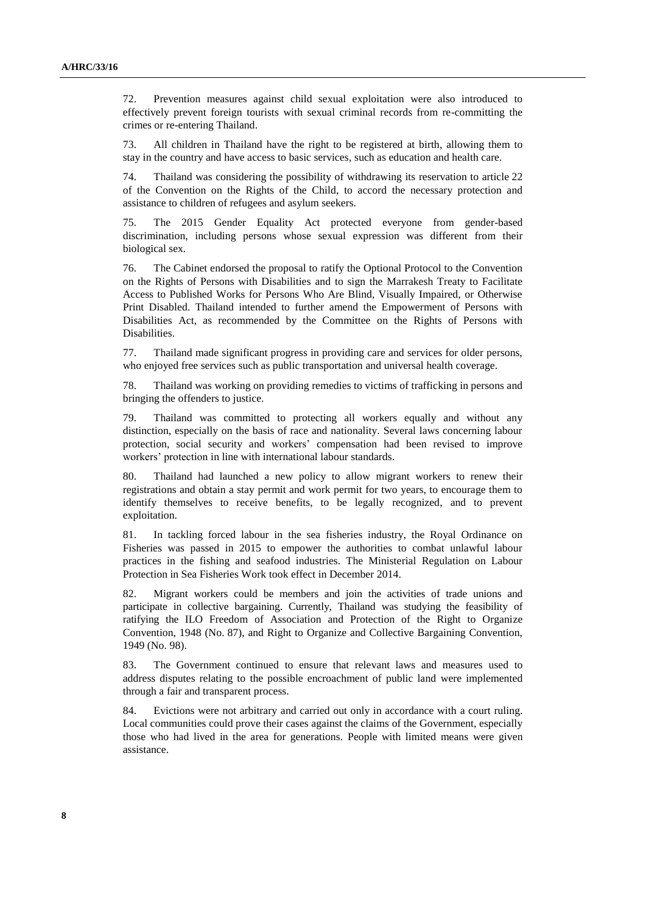72. Prevention measures against child sexual exploitation were also introduced to effectively prevent foreign tourists with sexual criminal records from re-committing the crimes or re-entering Thailand.

73. All children in Thailand have the right to be registered at birth, allowing them to stay in the country and have access to basic services, such as education and health care.

74. Thailand was considering the possibility of withdrawing its reservation to article 22 of the Convention on the Rights of the Child, to accord the necessary protection and assistance to children of refugees and asylum seekers.

75. The 2015 Gender Equality Act protected everyone from gender-based discrimination, including persons whose sexual expression was different from their biological sex.

76. The Cabinet endorsed the proposal to ratify the Optional Protocol to the Convention on the Rights of Persons with Disabilities and to sign the Marrakesh Treaty to Facilitate Access to Published Works for Persons Who Are Blind, Visually Impaired, or Otherwise Print Disabled. Thailand intended to further amend the Empowerment of Persons with Disabilities Act, as recommended by the Committee on the Rights of Persons with Disabilities.

77. Thailand made significant progress in providing care and services for older persons, who enjoyed free services such as public transportation and universal health coverage.

78. Thailand was working on providing remedies to victims of trafficking in persons and bringing the offenders to justice.

79. Thailand was committed to protecting all workers equally and without any distinction, especially on the basis of race and nationality. Several laws concerning labour protection, social security and workers' compensation had been revised to improve workers' protection in line with international labour standards.

80. Thailand had launched a new policy to allow migrant workers to renew their registrations and obtain a stay permit and work permit for two years, to encourage them to identify themselves to receive benefits, to be legally recognized, and to prevent exploitation.

81. In tackling forced labour in the sea fisheries industry, the Royal Ordinance on Fisheries was passed in 2015 to empower the authorities to combat unlawful labour practices in the fishing and seafood industries. The Ministerial Regulation on Labour Protection in Sea Fisheries Work took effect in December 2014.

82. Migrant workers could be members and join the activities of trade unions and participate in collective bargaining. Currently, Thailand was studying the feasibility of ratifying the ILO Freedom of Association and Protection of the Right to Organize Convention, 1948 (No. 87), and Right to Organize and Collective Bargaining Convention, 1949 (No. 98).

83. The Government continued to ensure that relevant laws and measures used to address disputes relating to the possible encroachment of public land were implemented through a fair and transparent process.

84. Evictions were not arbitrary and carried out only in accordance with a court ruling. Local communities could prove their cases against the claims of the Government, especially those who had lived in the area for generations. People with limited means were given assistance.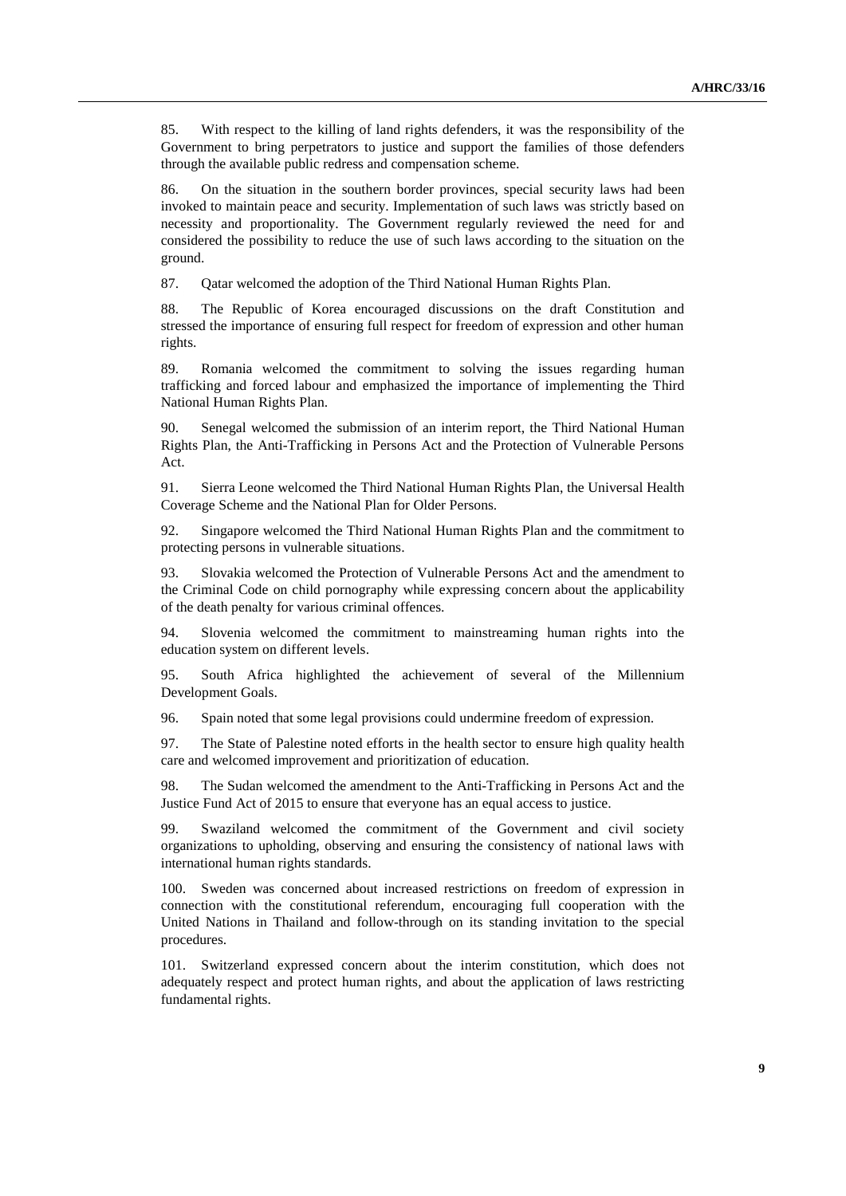85. With respect to the killing of land rights defenders, it was the responsibility of the Government to bring perpetrators to justice and support the families of those defenders through the available public redress and compensation scheme.

86. On the situation in the southern border provinces, special security laws had been invoked to maintain peace and security. Implementation of such laws was strictly based on necessity and proportionality. The Government regularly reviewed the need for and considered the possibility to reduce the use of such laws according to the situation on the ground.

87. Qatar welcomed the adoption of the Third National Human Rights Plan.

88. The Republic of Korea encouraged discussions on the draft Constitution and stressed the importance of ensuring full respect for freedom of expression and other human rights.

89. Romania welcomed the commitment to solving the issues regarding human trafficking and forced labour and emphasized the importance of implementing the Third National Human Rights Plan.

90. Senegal welcomed the submission of an interim report, the Third National Human Rights Plan, the Anti-Trafficking in Persons Act and the Protection of Vulnerable Persons Act.

91. Sierra Leone welcomed the Third National Human Rights Plan, the Universal Health Coverage Scheme and the National Plan for Older Persons.

92. Singapore welcomed the Third National Human Rights Plan and the commitment to protecting persons in vulnerable situations.

93. Slovakia welcomed the Protection of Vulnerable Persons Act and the amendment to the Criminal Code on child pornography while expressing concern about the applicability of the death penalty for various criminal offences.

94. Slovenia welcomed the commitment to mainstreaming human rights into the education system on different levels.

95. South Africa highlighted the achievement of several of the Millennium Development Goals.

96. Spain noted that some legal provisions could undermine freedom of expression.

97. The State of Palestine noted efforts in the health sector to ensure high quality health care and welcomed improvement and prioritization of education.

98. The Sudan welcomed the amendment to the Anti-Trafficking in Persons Act and the Justice Fund Act of 2015 to ensure that everyone has an equal access to justice.

99. Swaziland welcomed the commitment of the Government and civil society organizations to upholding, observing and ensuring the consistency of national laws with international human rights standards.

100. Sweden was concerned about increased restrictions on freedom of expression in connection with the constitutional referendum, encouraging full cooperation with the United Nations in Thailand and follow-through on its standing invitation to the special procedures.

101. Switzerland expressed concern about the interim constitution, which does not adequately respect and protect human rights, and about the application of laws restricting fundamental rights.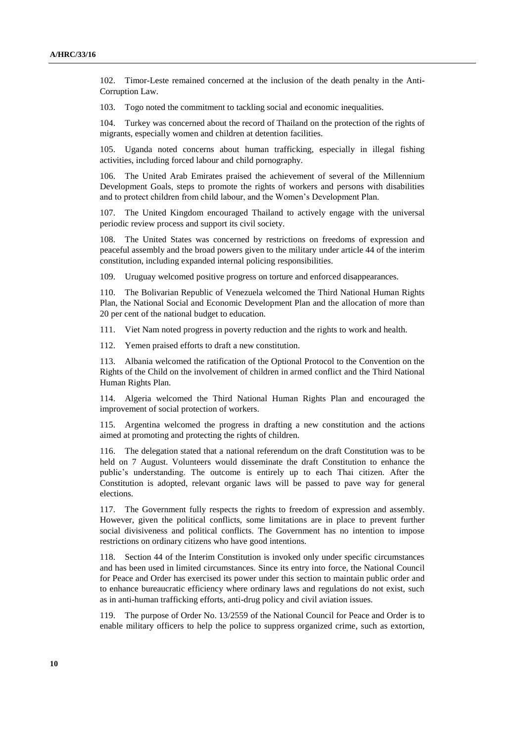102. Timor-Leste remained concerned at the inclusion of the death penalty in the Anti-Corruption Law.

103. Togo noted the commitment to tackling social and economic inequalities.

104. Turkey was concerned about the record of Thailand on the protection of the rights of migrants, especially women and children at detention facilities.

105. Uganda noted concerns about human trafficking, especially in illegal fishing activities, including forced labour and child pornography.

106. The United Arab Emirates praised the achievement of several of the Millennium Development Goals, steps to promote the rights of workers and persons with disabilities and to protect children from child labour, and the Women's Development Plan.

107. The United Kingdom encouraged Thailand to actively engage with the universal periodic review process and support its civil society.

108. The United States was concerned by restrictions on freedoms of expression and peaceful assembly and the broad powers given to the military under article 44 of the interim constitution, including expanded internal policing responsibilities.

109. Uruguay welcomed positive progress on torture and enforced disappearances.

110. The Bolivarian Republic of Venezuela welcomed the Third National Human Rights Plan, the National Social and Economic Development Plan and the allocation of more than 20 per cent of the national budget to education.

111. Viet Nam noted progress in poverty reduction and the rights to work and health.

112. Yemen praised efforts to draft a new constitution.

113. Albania welcomed the ratification of the Optional Protocol to the Convention on the Rights of the Child on the involvement of children in armed conflict and the Third National Human Rights Plan.

114. Algeria welcomed the Third National Human Rights Plan and encouraged the improvement of social protection of workers.

115. Argentina welcomed the progress in drafting a new constitution and the actions aimed at promoting and protecting the rights of children.

116. The delegation stated that a national referendum on the draft Constitution was to be held on 7 August. Volunteers would disseminate the draft Constitution to enhance the public's understanding. The outcome is entirely up to each Thai citizen. After the Constitution is adopted, relevant organic laws will be passed to pave way for general elections.

117. The Government fully respects the rights to freedom of expression and assembly. However, given the political conflicts, some limitations are in place to prevent further social divisiveness and political conflicts. The Government has no intention to impose restrictions on ordinary citizens who have good intentions.

118. Section 44 of the Interim Constitution is invoked only under specific circumstances and has been used in limited circumstances. Since its entry into force, the National Council for Peace and Order has exercised its power under this section to maintain public order and to enhance bureaucratic efficiency where ordinary laws and regulations do not exist, such as in anti-human trafficking efforts, anti-drug policy and civil aviation issues.

119. The purpose of Order No. 13/2559 of the National Council for Peace and Order is to enable military officers to help the police to suppress organized crime, such as extortion,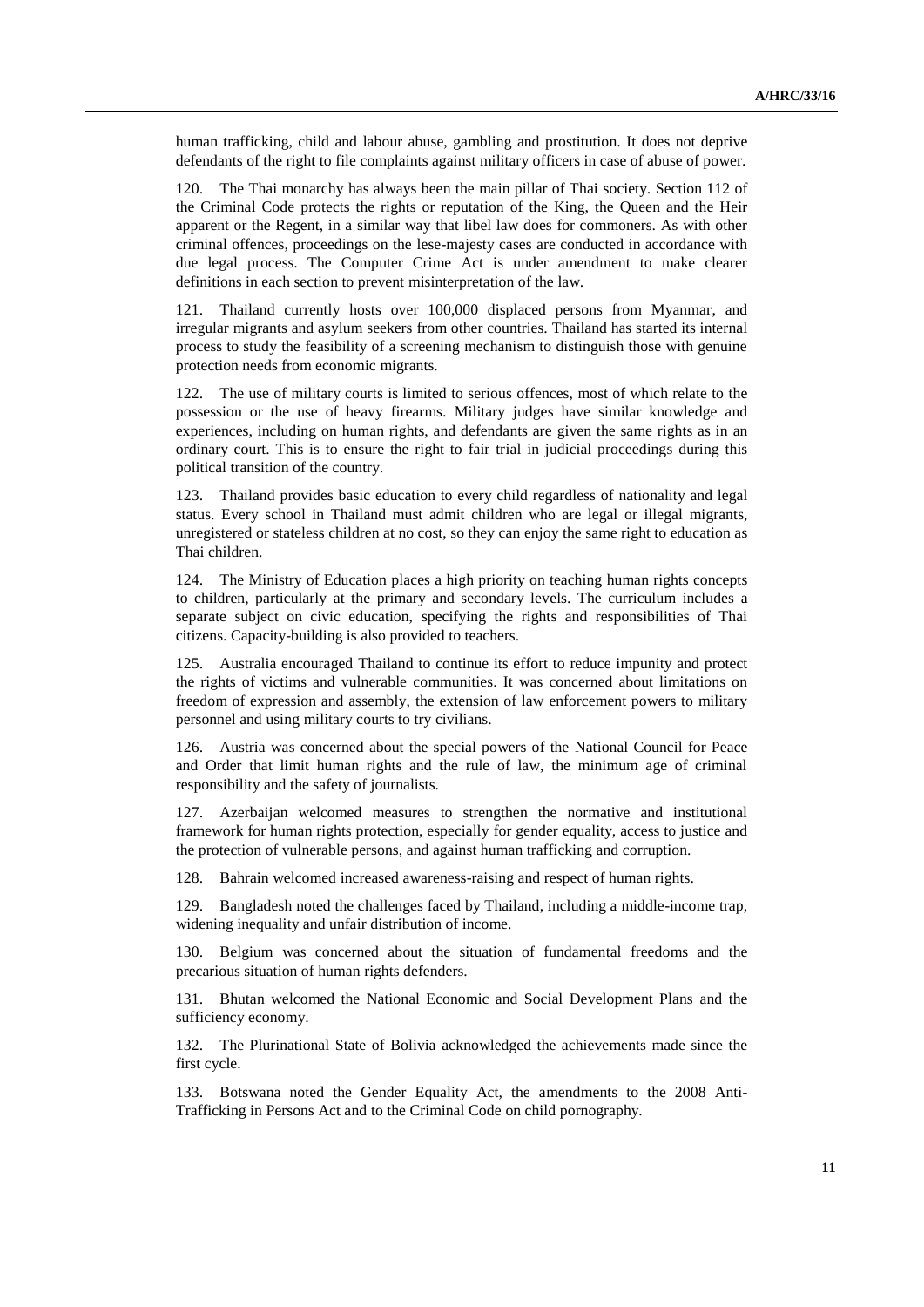human trafficking, child and labour abuse, gambling and prostitution. It does not deprive defendants of the right to file complaints against military officers in case of abuse of power.

120. The Thai monarchy has always been the main pillar of Thai society. Section 112 of the Criminal Code protects the rights or reputation of the King, the Queen and the Heir apparent or the Regent, in a similar way that libel law does for commoners. As with other criminal offences, proceedings on the lese-majesty cases are conducted in accordance with due legal process. The Computer Crime Act is under amendment to make clearer definitions in each section to prevent misinterpretation of the law.

121. Thailand currently hosts over 100,000 displaced persons from Myanmar, and irregular migrants and asylum seekers from other countries. Thailand has started its internal process to study the feasibility of a screening mechanism to distinguish those with genuine protection needs from economic migrants.

122. The use of military courts is limited to serious offences, most of which relate to the possession or the use of heavy firearms. Military judges have similar knowledge and experiences, including on human rights, and defendants are given the same rights as in an ordinary court. This is to ensure the right to fair trial in judicial proceedings during this political transition of the country.

123. Thailand provides basic education to every child regardless of nationality and legal status. Every school in Thailand must admit children who are legal or illegal migrants, unregistered or stateless children at no cost, so they can enjoy the same right to education as Thai children.

124. The Ministry of Education places a high priority on teaching human rights concepts to children, particularly at the primary and secondary levels. The curriculum includes a separate subject on civic education, specifying the rights and responsibilities of Thai citizens. Capacity-building is also provided to teachers.

125. Australia encouraged Thailand to continue its effort to reduce impunity and protect the rights of victims and vulnerable communities. It was concerned about limitations on freedom of expression and assembly, the extension of law enforcement powers to military personnel and using military courts to try civilians.

126. Austria was concerned about the special powers of the National Council for Peace and Order that limit human rights and the rule of law, the minimum age of criminal responsibility and the safety of journalists.

127. Azerbaijan welcomed measures to strengthen the normative and institutional framework for human rights protection, especially for gender equality, access to justice and the protection of vulnerable persons, and against human trafficking and corruption.

128. Bahrain welcomed increased awareness-raising and respect of human rights.

129. Bangladesh noted the challenges faced by Thailand, including a middle-income trap, widening inequality and unfair distribution of income.

130. Belgium was concerned about the situation of fundamental freedoms and the precarious situation of human rights defenders.

131. Bhutan welcomed the National Economic and Social Development Plans and the sufficiency economy.

132. The Plurinational State of Bolivia acknowledged the achievements made since the first cycle.

133. Botswana noted the Gender Equality Act, the amendments to the 2008 Anti-Trafficking in Persons Act and to the Criminal Code on child pornography.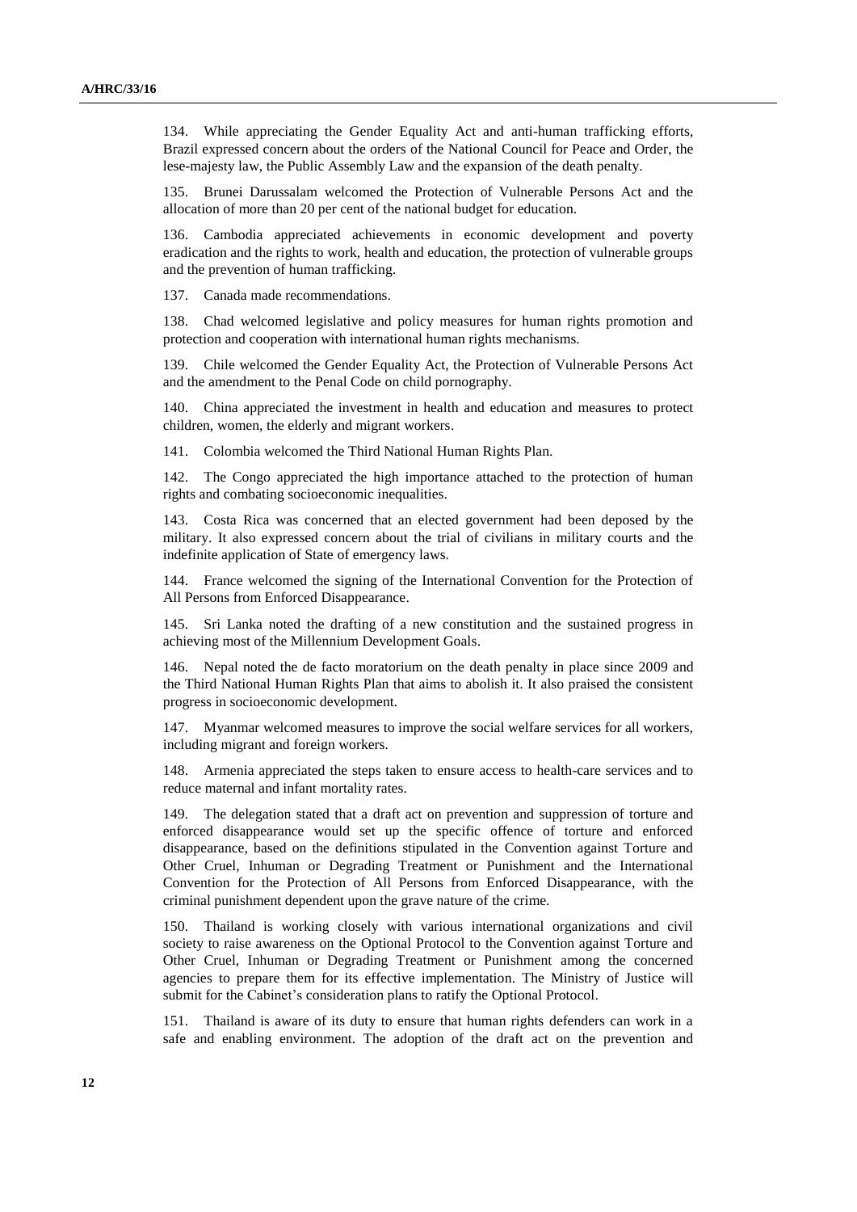134. While appreciating the Gender Equality Act and anti-human trafficking efforts, Brazil expressed concern about the orders of the National Council for Peace and Order, the lese-majesty law, the Public Assembly Law and the expansion of the death penalty.

135. Brunei Darussalam welcomed the Protection of Vulnerable Persons Act and the allocation of more than 20 per cent of the national budget for education.

136. Cambodia appreciated achievements in economic development and poverty eradication and the rights to work, health and education, the protection of vulnerable groups and the prevention of human trafficking.

137. Canada made recommendations.

138. Chad welcomed legislative and policy measures for human rights promotion and protection and cooperation with international human rights mechanisms.

139. Chile welcomed the Gender Equality Act, the Protection of Vulnerable Persons Act and the amendment to the Penal Code on child pornography.

140. China appreciated the investment in health and education and measures to protect children, women, the elderly and migrant workers.

141. Colombia welcomed the Third National Human Rights Plan.

142. The Congo appreciated the high importance attached to the protection of human rights and combating socioeconomic inequalities.

143. Costa Rica was concerned that an elected government had been deposed by the military. It also expressed concern about the trial of civilians in military courts and the indefinite application of State of emergency laws.

144. France welcomed the signing of the International Convention for the Protection of All Persons from Enforced Disappearance.

145. Sri Lanka noted the drafting of a new constitution and the sustained progress in achieving most of the Millennium Development Goals.

146. Nepal noted the de facto moratorium on the death penalty in place since 2009 and the Third National Human Rights Plan that aims to abolish it. It also praised the consistent progress in socioeconomic development.

147. Myanmar welcomed measures to improve the social welfare services for all workers, including migrant and foreign workers.

148. Armenia appreciated the steps taken to ensure access to health-care services and to reduce maternal and infant mortality rates.

149. The delegation stated that a draft act on prevention and suppression of torture and enforced disappearance would set up the specific offence of torture and enforced disappearance, based on the definitions stipulated in the Convention against Torture and Other Cruel, Inhuman or Degrading Treatment or Punishment and the International Convention for the Protection of All Persons from Enforced Disappearance, with the criminal punishment dependent upon the grave nature of the crime.

150. Thailand is working closely with various international organizations and civil society to raise awareness on the Optional Protocol to the Convention against Torture and Other Cruel, Inhuman or Degrading Treatment or Punishment among the concerned agencies to prepare them for its effective implementation. The Ministry of Justice will submit for the Cabinet's consideration plans to ratify the Optional Protocol.

151. Thailand is aware of its duty to ensure that human rights defenders can work in a safe and enabling environment. The adoption of the draft act on the prevention and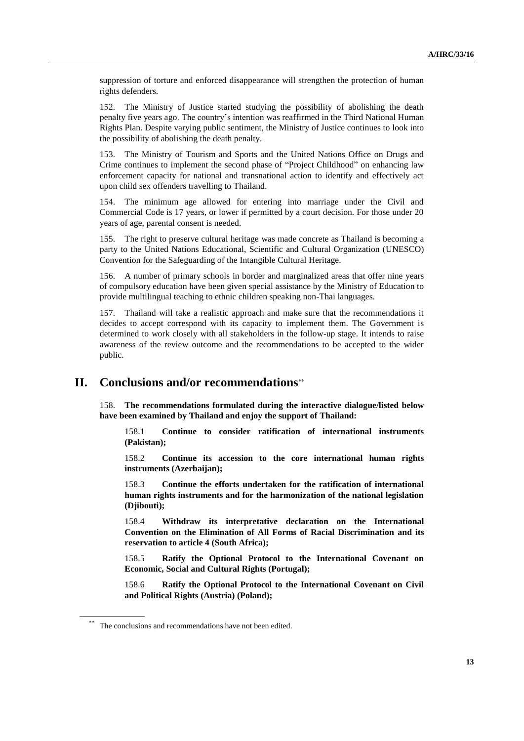suppression of torture and enforced disappearance will strengthen the protection of human rights defenders.

152. The Ministry of Justice started studying the possibility of abolishing the death penalty five years ago. The country's intention was reaffirmed in the Third National Human Rights Plan. Despite varying public sentiment, the Ministry of Justice continues to look into the possibility of abolishing the death penalty.

153. The Ministry of Tourism and Sports and the United Nations Office on Drugs and Crime continues to implement the second phase of "Project Childhood" on enhancing law enforcement capacity for national and transnational action to identify and effectively act upon child sex offenders travelling to Thailand.

154. The minimum age allowed for entering into marriage under the Civil and Commercial Code is 17 years, or lower if permitted by a court decision. For those under 20 years of age, parental consent is needed.

155. The right to preserve cultural heritage was made concrete as Thailand is becoming a party to the United Nations Educational, Scientific and Cultural Organization (UNESCO) Convention for the Safeguarding of the Intangible Cultural Heritage.

156. A number of primary schools in border and marginalized areas that offer nine years of compulsory education have been given special assistance by the Ministry of Education to provide multilingual teaching to ethnic children speaking non-Thai languages.

157. Thailand will take a realistic approach and make sure that the recommendations it decides to accept correspond with its capacity to implement them. The Government is determined to work closely with all stakeholders in the follow-up stage. It intends to raise awareness of the review outcome and the recommendations to be accepted to the wider public.

# II. Conclusions and/or recommendations[**]

158. **The recommendations formulated during the interactive dialogue/listed below have been examined by Thailand and enjoy the support of Thailand:**

158.1 **Continue to consider ratification of international instruments (Pakistan);**

158.2 **Continue its accession to the core international human rights instruments (Azerbaijan);**

158.3 **Continue the efforts undertaken for the ratification of international human rights instruments and for the harmonization of the national legislation (Djibouti);**

158.4 **Withdraw its interpretative declaration on the International Convention on the Elimination of All Forms of Racial Discrimination and its reservation to article 4 (South Africa);**

158.5 **Ratify the Optional Protocol to the International Covenant on Economic, Social and Cultural Rights (Portugal);**

158.6 **Ratify the Optional Protocol to the International Covenant on Civil and Political Rights (Austria) (Poland);**

[**] The conclusions and recommendations have not been edited.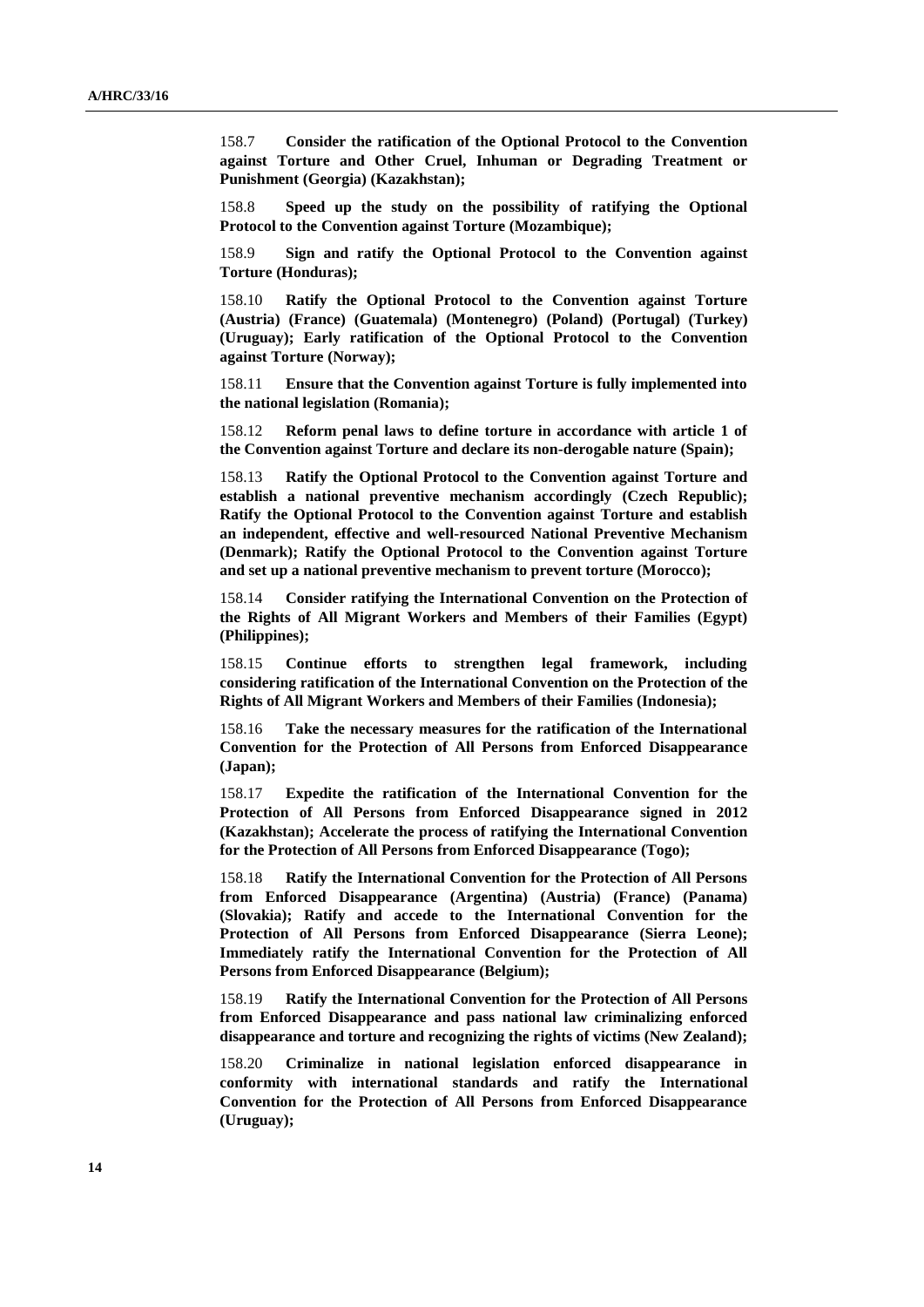158.7 **Consider the ratification of the Optional Protocol to the Convention against Torture and Other Cruel, Inhuman or Degrading Treatment or Punishment (Georgia) (Kazakhstan);**

158.8 **Speed up the study on the possibility of ratifying the Optional Protocol to the Convention against Torture (Mozambique);**

158.9 **Sign and ratify the Optional Protocol to the Convention against Torture (Honduras);**

158.10 **Ratify the Optional Protocol to the Convention against Torture (Austria) (France) (Guatemala) (Montenegro) (Poland) (Portugal) (Turkey) (Uruguay); Early ratification of the Optional Protocol to the Convention against Torture (Norway);**

158.11 **Ensure that the Convention against Torture is fully implemented into the national legislation (Romania);**

158.12 **Reform penal laws to define torture in accordance with article 1 of the Convention against Torture and declare its non-derogable nature (Spain);**

158.13 **Ratify the Optional Protocol to the Convention against Torture and establish a national preventive mechanism accordingly (Czech Republic); Ratify the Optional Protocol to the Convention against Torture and establish an independent, effective and well-resourced National Preventive Mechanism (Denmark); Ratify the Optional Protocol to the Convention against Torture and set up a national preventive mechanism to prevent torture (Morocco);**

158.14 **Consider ratifying the International Convention on the Protection of the Rights of All Migrant Workers and Members of their Families (Egypt) (Philippines);**

158.15 **Continue efforts to strengthen legal framework, including considering ratification of the International Convention on the Protection of the Rights of All Migrant Workers and Members of their Families (Indonesia);**

158.16 **Take the necessary measures for the ratification of the International Convention for the Protection of All Persons from Enforced Disappearance (Japan);**

158.17 **Expedite the ratification of the International Convention for the Protection of All Persons from Enforced Disappearance signed in 2012 (Kazakhstan); Accelerate the process of ratifying the International Convention for the Protection of All Persons from Enforced Disappearance (Togo);**

158.18 **Ratify the International Convention for the Protection of All Persons from Enforced Disappearance (Argentina) (Austria) (France) (Panama) (Slovakia); Ratify and accede to the International Convention for the Protection of All Persons from Enforced Disappearance (Sierra Leone); Immediately ratify the International Convention for the Protection of All Persons from Enforced Disappearance (Belgium);**

158.19 **Ratify the International Convention for the Protection of All Persons from Enforced Disappearance and pass national law criminalizing enforced disappearance and torture and recognizing the rights of victims (New Zealand);**

158.20 **Criminalize in national legislation enforced disappearance in conformity with international standards and ratify the International Convention for the Protection of All Persons from Enforced Disappearance (Uruguay);**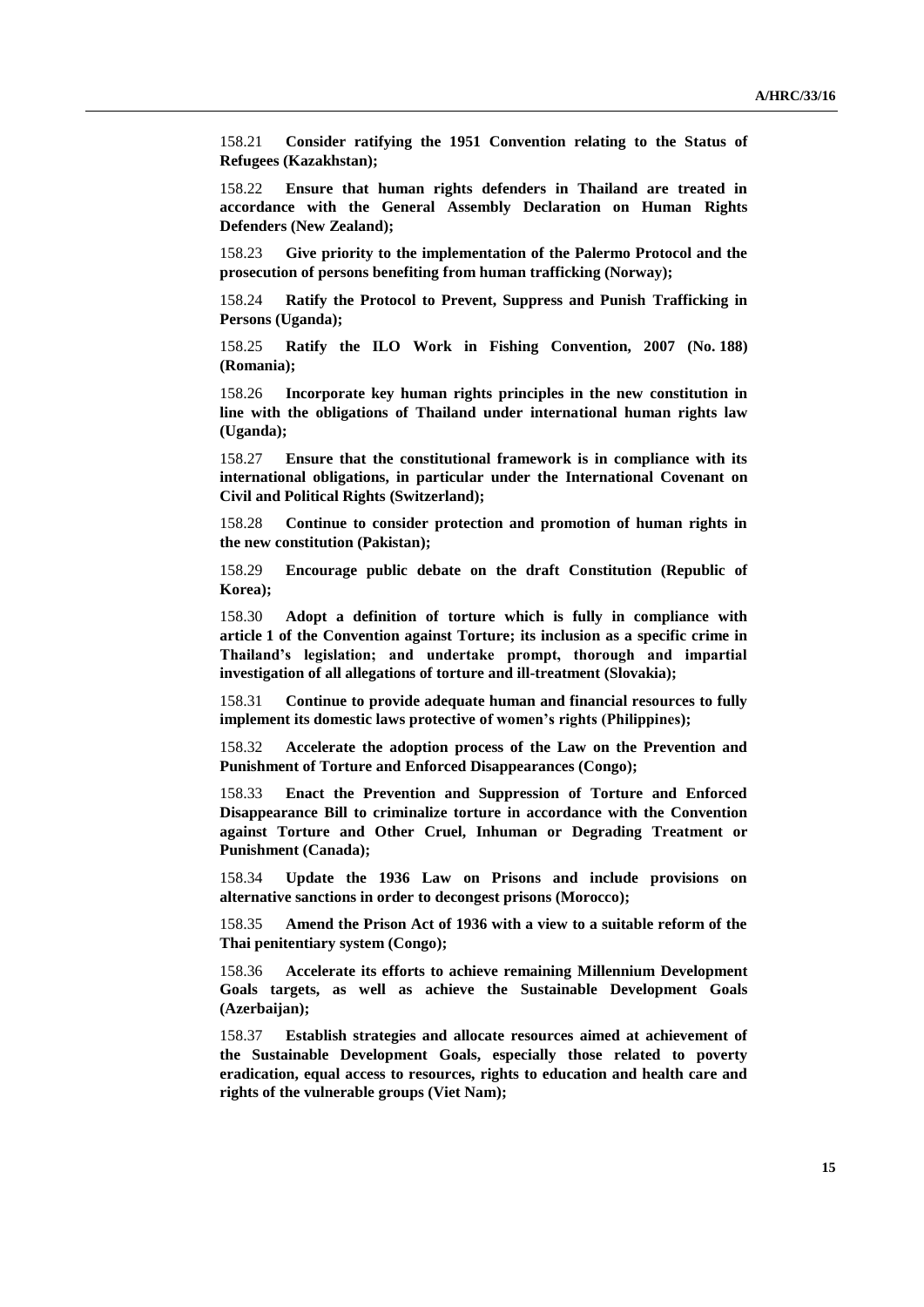158.21 **Consider ratifying the 1951 Convention relating to the Status of Refugees (Kazakhstan);**

158.22 **Ensure that human rights defenders in Thailand are treated in accordance with the General Assembly Declaration on Human Rights Defenders (New Zealand);**

158.23 **Give priority to the implementation of the Palermo Protocol and the prosecution of persons benefiting from human trafficking (Norway);**

158.24 **Ratify the Protocol to Prevent, Suppress and Punish Trafficking in Persons (Uganda);**

158.25 **Ratify the ILO Work in Fishing Convention, 2007 (No. 188) (Romania);**

158.26 **Incorporate key human rights principles in the new constitution in line with the obligations of Thailand under international human rights law (Uganda);**

158.27 **Ensure that the constitutional framework is in compliance with its international obligations, in particular under the International Covenant on Civil and Political Rights (Switzerland);**

158.28 **Continue to consider protection and promotion of human rights in the new constitution (Pakistan);**

158.29 **Encourage public debate on the draft Constitution (Republic of Korea);**

158.30 **Adopt a definition of torture which is fully in compliance with article 1 of the Convention against Torture; its inclusion as a specific crime in Thailand's legislation; and undertake prompt, thorough and impartial investigation of all allegations of torture and ill-treatment (Slovakia);**

158.31 **Continue to provide adequate human and financial resources to fully implement its domestic laws protective of women's rights (Philippines);**

158.32 **Accelerate the adoption process of the Law on the Prevention and Punishment of Torture and Enforced Disappearances (Congo);**

158.33 **Enact the Prevention and Suppression of Torture and Enforced Disappearance Bill to criminalize torture in accordance with the Convention against Torture and Other Cruel, Inhuman or Degrading Treatment or Punishment (Canada);**

158.34 **Update the 1936 Law on Prisons and include provisions on alternative sanctions in order to decongest prisons (Morocco);**

158.35 **Amend the Prison Act of 1936 with a view to a suitable reform of the Thai penitentiary system (Congo);**

158.36 **Accelerate its efforts to achieve remaining Millennium Development Goals targets, as well as achieve the Sustainable Development Goals (Azerbaijan);**

158.37 **Establish strategies and allocate resources aimed at achievement of the Sustainable Development Goals, especially those related to poverty eradication, equal access to resources, rights to education and health care and rights of the vulnerable groups (Viet Nam);**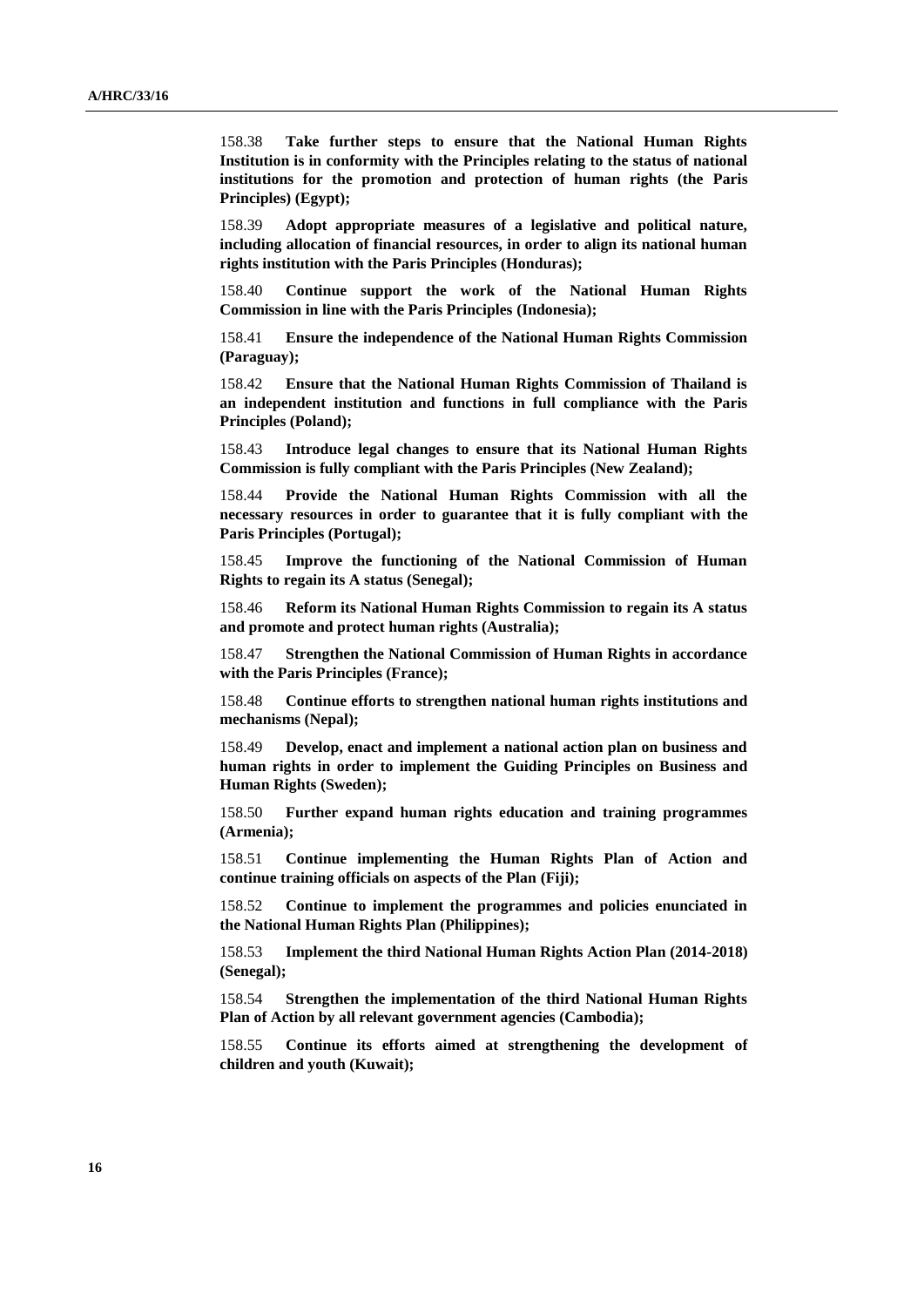158.38 **Take further steps to ensure that the National Human Rights Institution is in conformity with the Principles relating to the status of national institutions for the promotion and protection of human rights (the Paris Principles) (Egypt);**

158.39 **Adopt appropriate measures of a legislative and political nature, including allocation of financial resources, in order to align its national human rights institution with the Paris Principles (Honduras);**

158.40 **Continue support the work of the National Human Rights Commission in line with the Paris Principles (Indonesia);**

158.41 **Ensure the independence of the National Human Rights Commission (Paraguay);**

158.42 **Ensure that the National Human Rights Commission of Thailand is an independent institution and functions in full compliance with the Paris Principles (Poland);**

158.43 **Introduce legal changes to ensure that its National Human Rights Commission is fully compliant with the Paris Principles (New Zealand);**

158.44 **Provide the National Human Rights Commission with all the necessary resources in order to guarantee that it is fully compliant with the Paris Principles (Portugal);**

158.45 **Improve the functioning of the National Commission of Human Rights to regain its A status (Senegal);**

158.46 **Reform its National Human Rights Commission to regain its A status and promote and protect human rights (Australia);**

158.47 **Strengthen the National Commission of Human Rights in accordance with the Paris Principles (France);**

158.48 **Continue efforts to strengthen national human rights institutions and mechanisms (Nepal);**

158.49 **Develop, enact and implement a national action plan on business and human rights in order to implement the Guiding Principles on Business and Human Rights (Sweden);**

158.50 **Further expand human rights education and training programmes (Armenia);**

158.51 **Continue implementing the Human Rights Plan of Action and continue training officials on aspects of the Plan (Fiji);**

158.52 **Continue to implement the programmes and policies enunciated in the National Human Rights Plan (Philippines);**

158.53 **Implement the third National Human Rights Action Plan (2014-2018) (Senegal);**

158.54 **Strengthen the implementation of the third National Human Rights Plan of Action by all relevant government agencies (Cambodia);**

158.55 **Continue its efforts aimed at strengthening the development of children and youth (Kuwait);**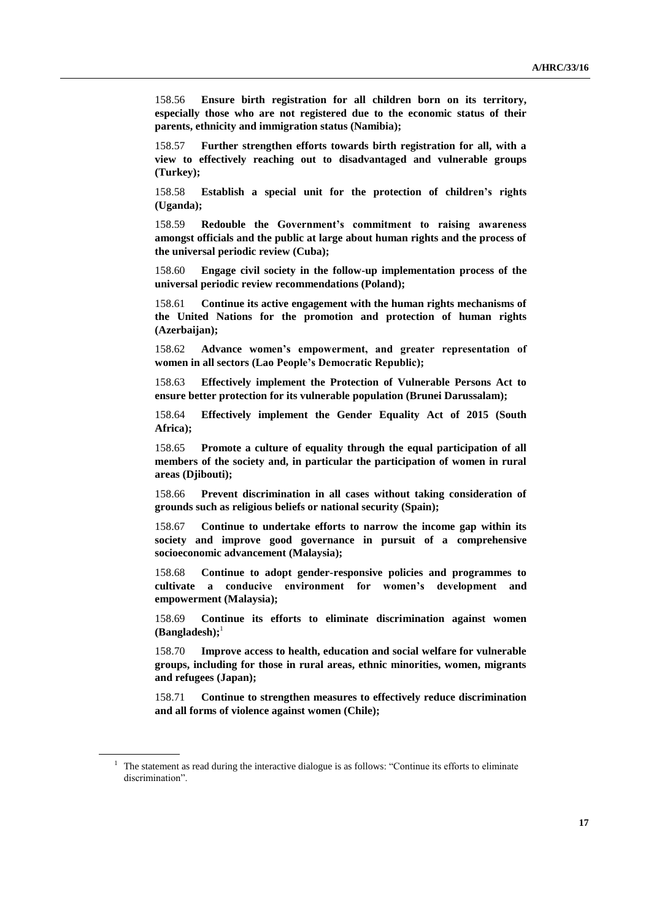158.56 **Ensure birth registration for all children born on its territory, especially those who are not registered due to the economic status of their parents, ethnicity and immigration status (Namibia);**

158.57 **Further strengthen efforts towards birth registration for all, with a view to effectively reaching out to disadvantaged and vulnerable groups (Turkey);**

158.58 **Establish a special unit for the protection of children's rights (Uganda);**

158.59 **Redouble the Government's commitment to raising awareness amongst officials and the public at large about human rights and the process of the universal periodic review (Cuba);**

158.60 **Engage civil society in the follow-up implementation process of the universal periodic review recommendations (Poland);**

158.61 **Continue its active engagement with the human rights mechanisms of the United Nations for the promotion and protection of human rights (Azerbaijan);**

158.62 **Advance women's empowerment, and greater representation of women in all sectors (Lao People's Democratic Republic);**

158.63 **Effectively implement the Protection of Vulnerable Persons Act to ensure better protection for its vulnerable population (Brunei Darussalam);**

158.64 **Effectively implement the Gender Equality Act of 2015 (South Africa);**

158.65 **Promote a culture of equality through the equal participation of all members of the society and, in particular the participation of women in rural areas (Djibouti);**

158.66 **Prevent discrimination in all cases without taking consideration of grounds such as religious beliefs or national security (Spain);**

158.67 **Continue to undertake efforts to narrow the income gap within its society and improve good governance in pursuit of a comprehensive socioeconomic advancement (Malaysia);**

158.68 **Continue to adopt gender-responsive policies and programmes to cultivate a conducive environment for women's development and empowerment (Malaysia);**

158.69 **Continue its efforts to eliminate discrimination against women (Bangladesh);**[1]

158.70 **Improve access to health, education and social welfare for vulnerable groups, including for those in rural areas, ethnic minorities, women, migrants and refugees (Japan);**

158.71 **Continue to strengthen measures to effectively reduce discrimination and all forms of violence against women (Chile);**

---

[1] The statement as read during the interactive dialogue is as follows: "Continue its efforts to eliminate discrimination".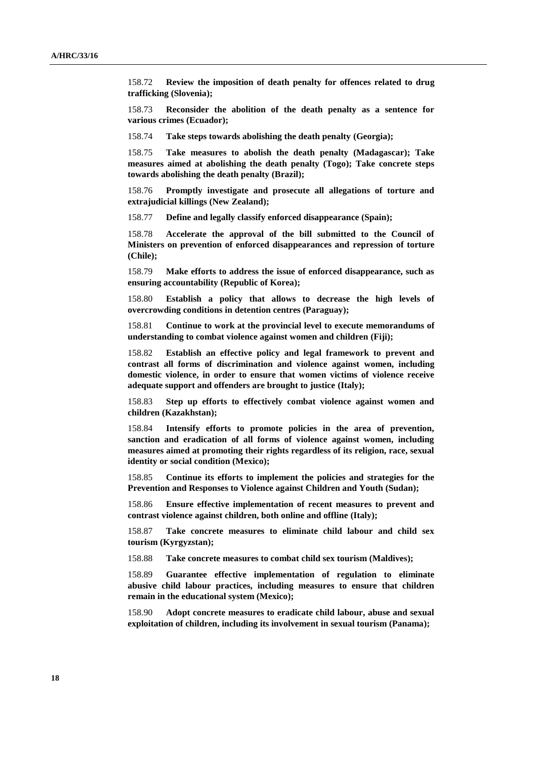158.72 **Review the imposition of death penalty for offences related to drug trafficking (Slovenia);**

158.73 **Reconsider the abolition of the death penalty as a sentence for various crimes (Ecuador);**

158.74 **Take steps towards abolishing the death penalty (Georgia);**

158.75 **Take measures to abolish the death penalty (Madagascar); Take measures aimed at abolishing the death penalty (Togo); Take concrete steps towards abolishing the death penalty (Brazil);**

158.76 **Promptly investigate and prosecute all allegations of torture and extrajudicial killings (New Zealand);**

158.77 **Define and legally classify enforced disappearance (Spain);**

158.78 **Accelerate the approval of the bill submitted to the Council of Ministers on prevention of enforced disappearances and repression of torture (Chile);**

158.79 **Make efforts to address the issue of enforced disappearance, such as ensuring accountability (Republic of Korea);**

158.80 **Establish a policy that allows to decrease the high levels of overcrowding conditions in detention centres (Paraguay);**

158.81 **Continue to work at the provincial level to execute memorandums of understanding to combat violence against women and children (Fiji);**

158.82 **Establish an effective policy and legal framework to prevent and contrast all forms of discrimination and violence against women, including domestic violence, in order to ensure that women victims of violence receive adequate support and offenders are brought to justice (Italy);**

158.83 **Step up efforts to effectively combat violence against women and children (Kazakhstan);**

158.84 **Intensify efforts to promote policies in the area of prevention, sanction and eradication of all forms of violence against women, including measures aimed at promoting their rights regardless of its religion, race, sexual identity or social condition (Mexico);**

158.85 **Continue its efforts to implement the policies and strategies for the Prevention and Responses to Violence against Children and Youth (Sudan);**

158.86 **Ensure effective implementation of recent measures to prevent and contrast violence against children, both online and offline (Italy);**

158.87 **Take concrete measures to eliminate child labour and child sex tourism (Kyrgyzstan);**

158.88 **Take concrete measures to combat child sex tourism (Maldives);**

158.89 **Guarantee effective implementation of regulation to eliminate abusive child labour practices, including measures to ensure that children remain in the educational system (Mexico);**

158.90 **Adopt concrete measures to eradicate child labour, abuse and sexual exploitation of children, including its involvement in sexual tourism (Panama);**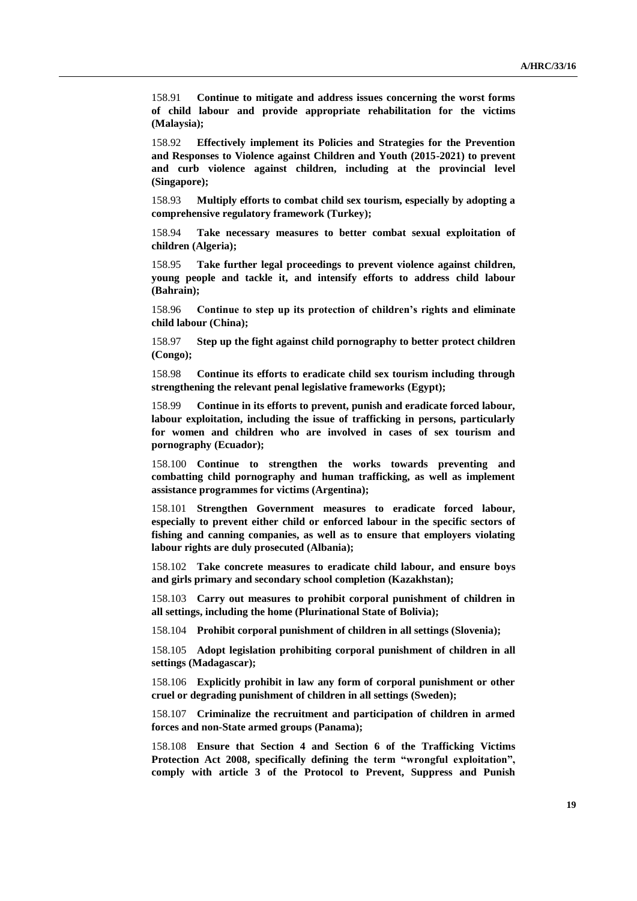158.91 **Continue to mitigate and address issues concerning the worst forms of child labour and provide appropriate rehabilitation for the victims (Malaysia);**

158.92 **Effectively implement its Policies and Strategies for the Prevention and Responses to Violence against Children and Youth (2015-2021) to prevent and curb violence against children, including at the provincial level (Singapore);**

158.93 **Multiply efforts to combat child sex tourism, especially by adopting a comprehensive regulatory framework (Turkey);**

158.94 **Take necessary measures to better combat sexual exploitation of children (Algeria);**

158.95 **Take further legal proceedings to prevent violence against children, young people and tackle it, and intensify efforts to address child labour (Bahrain);**

158.96 **Continue to step up its protection of children's rights and eliminate child labour (China);**

158.97 **Step up the fight against child pornography to better protect children (Congo);**

158.98 **Continue its efforts to eradicate child sex tourism including through strengthening the relevant penal legislative frameworks (Egypt);**

158.99 **Continue in its efforts to prevent, punish and eradicate forced labour, labour exploitation, including the issue of trafficking in persons, particularly for women and children who are involved in cases of sex tourism and pornography (Ecuador);**

158.100 **Continue to strengthen the works towards preventing and combatting child pornography and human trafficking, as well as implement assistance programmes for victims (Argentina);**

158.101 **Strengthen Government measures to eradicate forced labour, especially to prevent either child or enforced labour in the specific sectors of fishing and canning companies, as well as to ensure that employers violating labour rights are duly prosecuted (Albania);**

158.102 **Take concrete measures to eradicate child labour, and ensure boys and girls primary and secondary school completion (Kazakhstan);**

158.103 **Carry out measures to prohibit corporal punishment of children in all settings, including the home (Plurinational State of Bolivia);**

158.104 **Prohibit corporal punishment of children in all settings (Slovenia);**

158.105 **Adopt legislation prohibiting corporal punishment of children in all settings (Madagascar);**

158.106 **Explicitly prohibit in law any form of corporal punishment or other cruel or degrading punishment of children in all settings (Sweden);**

158.107 **Criminalize the recruitment and participation of children in armed forces and non-State armed groups (Panama);**

158.108 **Ensure that Section 4 and Section 6 of the Trafficking Victims Protection Act 2008, specifically defining the term "wrongful exploitation", comply with article 3 of the Protocol to Prevent, Suppress and Punish**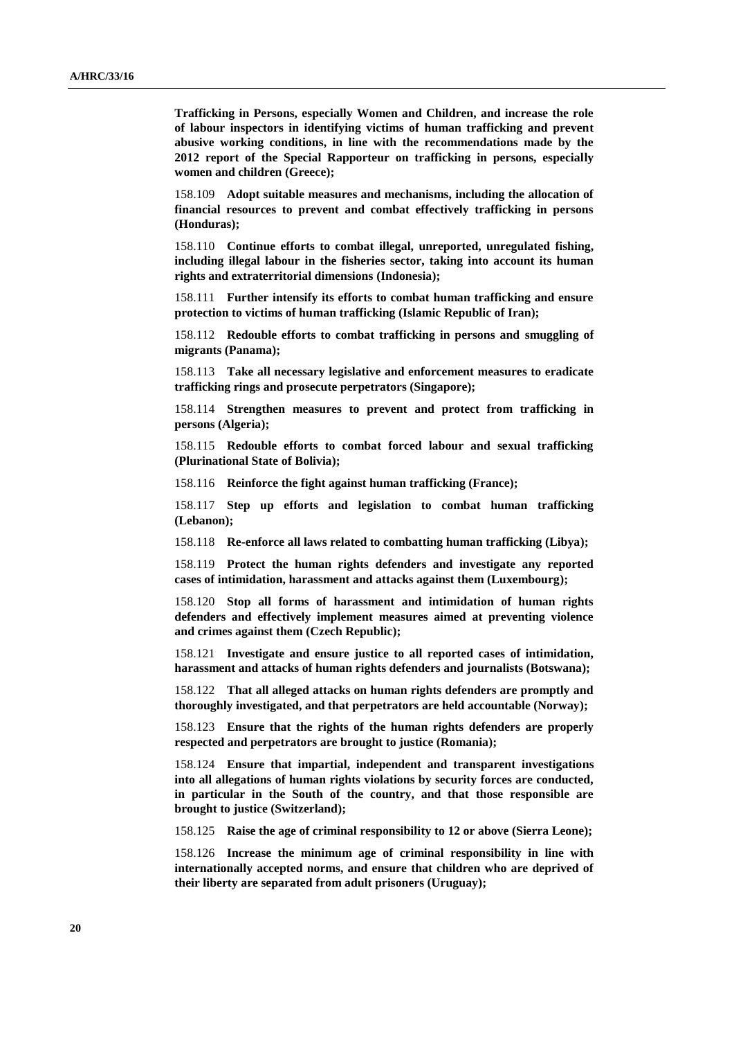**Trafficking in Persons, especially Women and Children, and increase the role of labour inspectors in identifying victims of human trafficking and prevent abusive working conditions, in line with the recommendations made by the 2012 report of the Special Rapporteur on trafficking in persons, especially women and children (Greece);**

158.109 **Adopt suitable measures and mechanisms, including the allocation of financial resources to prevent and combat effectively trafficking in persons (Honduras);**

158.110 **Continue efforts to combat illegal, unreported, unregulated fishing, including illegal labour in the fisheries sector, taking into account its human rights and extraterritorial dimensions (Indonesia);**

158.111 **Further intensify its efforts to combat human trafficking and ensure protection to victims of human trafficking (Islamic Republic of Iran);**

158.112 **Redouble efforts to combat trafficking in persons and smuggling of migrants (Panama);**

158.113 **Take all necessary legislative and enforcement measures to eradicate trafficking rings and prosecute perpetrators (Singapore);**

158.114 **Strengthen measures to prevent and protect from trafficking in persons (Algeria);**

158.115 **Redouble efforts to combat forced labour and sexual trafficking (Plurinational State of Bolivia);**

158.116 **Reinforce the fight against human trafficking (France);**

158.117 **Step up efforts and legislation to combat human trafficking (Lebanon);**

158.118 **Re-enforce all laws related to combatting human trafficking (Libya);**

158.119 **Protect the human rights defenders and investigate any reported cases of intimidation, harassment and attacks against them (Luxembourg);**

158.120 **Stop all forms of harassment and intimidation of human rights defenders and effectively implement measures aimed at preventing violence and crimes against them (Czech Republic);**

158.121 **Investigate and ensure justice to all reported cases of intimidation, harassment and attacks of human rights defenders and journalists (Botswana);**

158.122 **That all alleged attacks on human rights defenders are promptly and thoroughly investigated, and that perpetrators are held accountable (Norway);**

158.123 **Ensure that the rights of the human rights defenders are properly respected and perpetrators are brought to justice (Romania);**

158.124 **Ensure that impartial, independent and transparent investigations into all allegations of human rights violations by security forces are conducted, in particular in the South of the country, and that those responsible are brought to justice (Switzerland);**

158.125 **Raise the age of criminal responsibility to 12 or above (Sierra Leone);**

158.126 **Increase the minimum age of criminal responsibility in line with internationally accepted norms, and ensure that children who are deprived of their liberty are separated from adult prisoners (Uruguay);**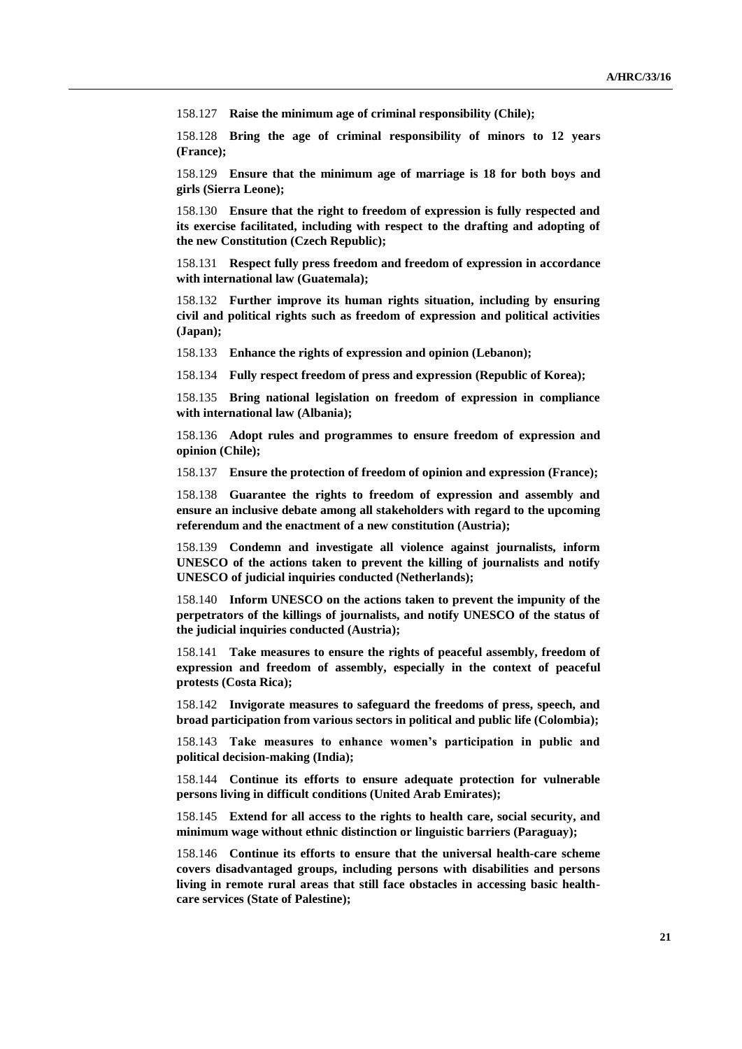158.127 **Raise the minimum age of criminal responsibility (Chile);**

158.128 **Bring the age of criminal responsibility of minors to 12 years (France);**

158.129 **Ensure that the minimum age of marriage is 18 for both boys and girls (Sierra Leone);**

158.130 **Ensure that the right to freedom of expression is fully respected and its exercise facilitated, including with respect to the drafting and adopting of the new Constitution (Czech Republic);**

158.131 **Respect fully press freedom and freedom of expression in accordance with international law (Guatemala);**

158.132 **Further improve its human rights situation, including by ensuring civil and political rights such as freedom of expression and political activities (Japan);**

158.133 **Enhance the rights of expression and opinion (Lebanon);**

158.134 **Fully respect freedom of press and expression (Republic of Korea);**

158.135 **Bring national legislation on freedom of expression in compliance with international law (Albania);**

158.136 **Adopt rules and programmes to ensure freedom of expression and opinion (Chile);**

158.137 **Ensure the protection of freedom of opinion and expression (France);**

158.138 **Guarantee the rights to freedom of expression and assembly and ensure an inclusive debate among all stakeholders with regard to the upcoming referendum and the enactment of a new constitution (Austria);**

158.139 **Condemn and investigate all violence against journalists, inform UNESCO of the actions taken to prevent the killing of journalists and notify UNESCO of judicial inquiries conducted (Netherlands);**

158.140 **Inform UNESCO on the actions taken to prevent the impunity of the perpetrators of the killings of journalists, and notify UNESCO of the status of the judicial inquiries conducted (Austria);**

158.141 **Take measures to ensure the rights of peaceful assembly, freedom of expression and freedom of assembly, especially in the context of peaceful protests (Costa Rica);**

158.142 **Invigorate measures to safeguard the freedoms of press, speech, and broad participation from various sectors in political and public life (Colombia);**

158.143 **Take measures to enhance women's participation in public and political decision-making (India);**

158.144 **Continue its efforts to ensure adequate protection for vulnerable persons living in difficult conditions (United Arab Emirates);**

158.145 **Extend for all access to the rights to health care, social security, and minimum wage without ethnic distinction or linguistic barriers (Paraguay);**

158.146 **Continue its efforts to ensure that the universal health-care scheme covers disadvantaged groups, including persons with disabilities and persons living in remote rural areas that still face obstacles in accessing basic health-care services (State of Palestine);**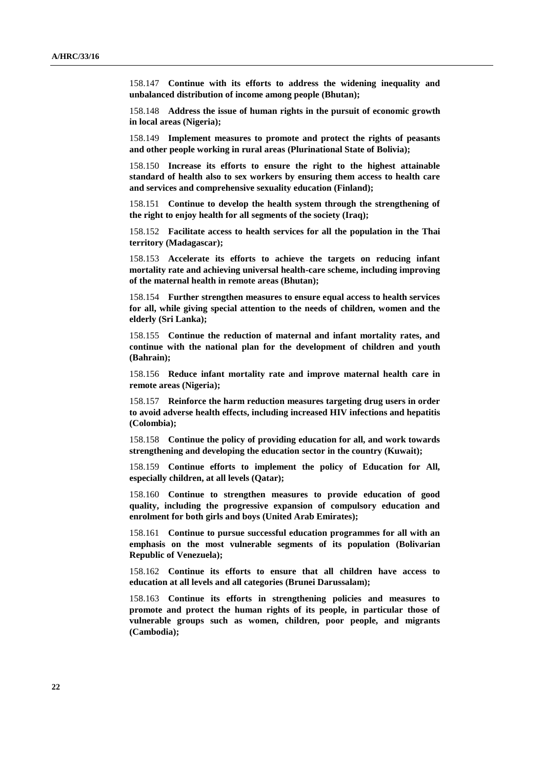158.147 **Continue with its efforts to address the widening inequality and unbalanced distribution of income among people (Bhutan);**

158.148 **Address the issue of human rights in the pursuit of economic growth in local areas (Nigeria);**

158.149 **Implement measures to promote and protect the rights of peasants and other people working in rural areas (Plurinational State of Bolivia);**

158.150 **Increase its efforts to ensure the right to the highest attainable standard of health also to sex workers by ensuring them access to health care and services and comprehensive sexuality education (Finland);**

158.151 **Continue to develop the health system through the strengthening of the right to enjoy health for all segments of the society (Iraq);**

158.152 **Facilitate access to health services for all the population in the Thai territory (Madagascar);**

158.153 **Accelerate its efforts to achieve the targets on reducing infant mortality rate and achieving universal health-care scheme, including improving of the maternal health in remote areas (Bhutan);**

158.154 **Further strengthen measures to ensure equal access to health services for all, while giving special attention to the needs of children, women and the elderly (Sri Lanka);**

158.155 **Continue the reduction of maternal and infant mortality rates, and continue with the national plan for the development of children and youth (Bahrain);**

158.156 **Reduce infant mortality rate and improve maternal health care in remote areas (Nigeria);**

158.157 **Reinforce the harm reduction measures targeting drug users in order to avoid adverse health effects, including increased HIV infections and hepatitis (Colombia);**

158.158 **Continue the policy of providing education for all, and work towards strengthening and developing the education sector in the country (Kuwait);**

158.159 **Continue efforts to implement the policy of Education for All, especially children, at all levels (Qatar);**

158.160 **Continue to strengthen measures to provide education of good quality, including the progressive expansion of compulsory education and enrolment for both girls and boys (United Arab Emirates);**

158.161 **Continue to pursue successful education programmes for all with an emphasis on the most vulnerable segments of its population (Bolivarian Republic of Venezuela);**

158.162 **Continue its efforts to ensure that all children have access to education at all levels and all categories (Brunei Darussalam);**

158.163 **Continue its efforts in strengthening policies and measures to promote and protect the human rights of its people, in particular those of vulnerable groups such as women, children, poor people, and migrants (Cambodia);**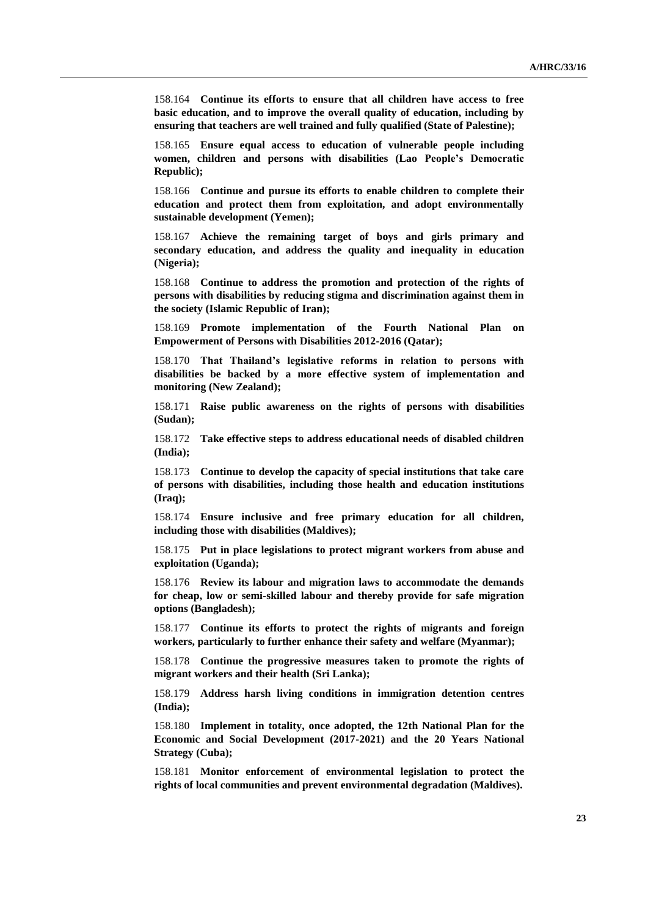158.164 **Continue its efforts to ensure that all children have access to free basic education, and to improve the overall quality of education, including by ensuring that teachers are well trained and fully qualified (State of Palestine);**

158.165 **Ensure equal access to education of vulnerable people including women, children and persons with disabilities (Lao People's Democratic Republic);**

158.166 **Continue and pursue its efforts to enable children to complete their education and protect them from exploitation, and adopt environmentally sustainable development (Yemen);**

158.167 **Achieve the remaining target of boys and girls primary and secondary education, and address the quality and inequality in education (Nigeria);**

158.168 **Continue to address the promotion and protection of the rights of persons with disabilities by reducing stigma and discrimination against them in the society (Islamic Republic of Iran);**

158.169 **Promote implementation of the Fourth National Plan on Empowerment of Persons with Disabilities 2012-2016 (Qatar);**

158.170 **That Thailand's legislative reforms in relation to persons with disabilities be backed by a more effective system of implementation and monitoring (New Zealand);**

158.171 **Raise public awareness on the rights of persons with disabilities (Sudan);**

158.172 **Take effective steps to address educational needs of disabled children (India);**

158.173 **Continue to develop the capacity of special institutions that take care of persons with disabilities, including those health and education institutions (Iraq);**

158.174 **Ensure inclusive and free primary education for all children, including those with disabilities (Maldives);**

158.175 **Put in place legislations to protect migrant workers from abuse and exploitation (Uganda);**

158.176 **Review its labour and migration laws to accommodate the demands for cheap, low or semi-skilled labour and thereby provide for safe migration options (Bangladesh);**

158.177 **Continue its efforts to protect the rights of migrants and foreign workers, particularly to further enhance their safety and welfare (Myanmar);**

158.178 **Continue the progressive measures taken to promote the rights of migrant workers and their health (Sri Lanka);**

158.179 **Address harsh living conditions in immigration detention centres (India);**

158.180 **Implement in totality, once adopted, the 12th National Plan for the Economic and Social Development (2017-2021) and the 20 Years National Strategy (Cuba);**

158.181 **Monitor enforcement of environmental legislation to protect the rights of local communities and prevent environmental degradation (Maldives).**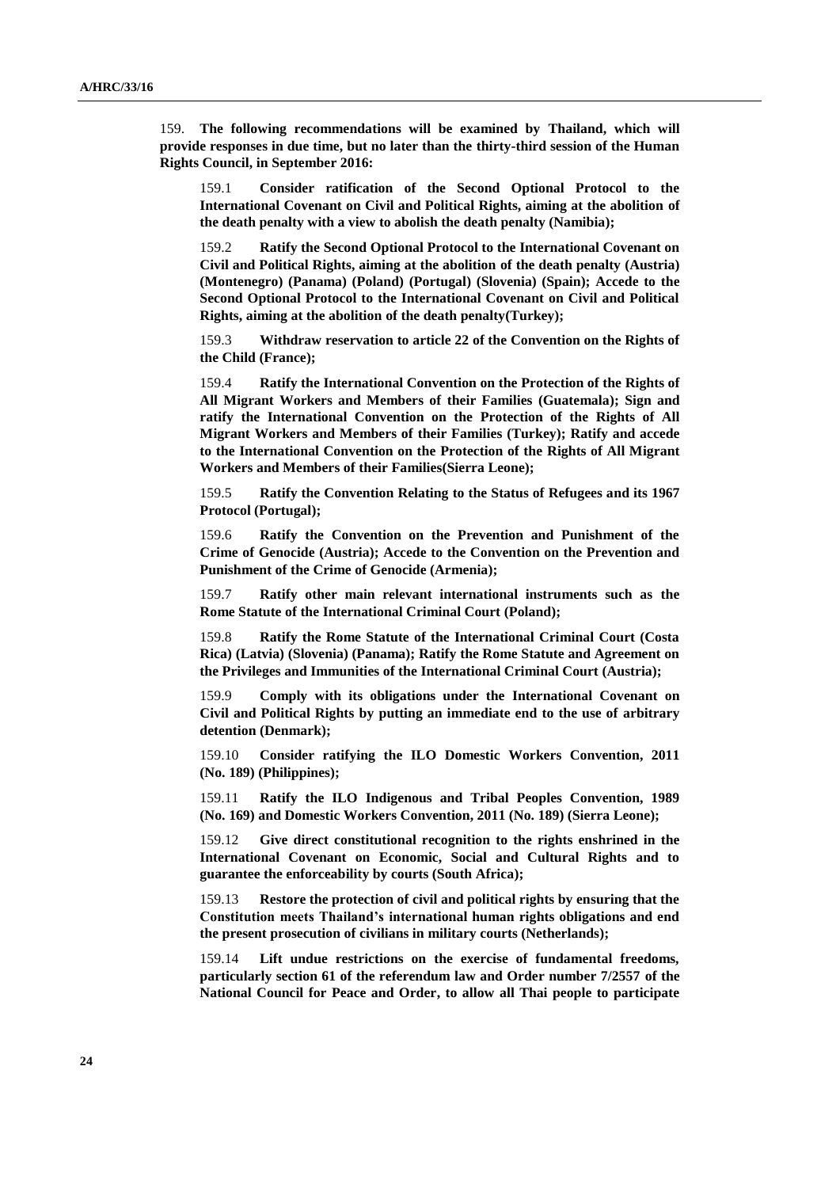159. **The following recommendations will be examined by Thailand, which will provide responses in due time, but no later than the thirty-third session of the Human Rights Council, in September 2016:**

159.1 **Consider ratification of the Second Optional Protocol to the International Covenant on Civil and Political Rights, aiming at the abolition of the death penalty with a view to abolish the death penalty (Namibia);**

159.2 **Ratify the Second Optional Protocol to the International Covenant on Civil and Political Rights, aiming at the abolition of the death penalty (Austria) (Montenegro) (Panama) (Poland) (Portugal) (Slovenia) (Spain); Accede to the Second Optional Protocol to the International Covenant on Civil and Political Rights, aiming at the abolition of the death penalty(Turkey);**

159.3 **Withdraw reservation to article 22 of the Convention on the Rights of the Child (France);**

159.4 **Ratify the International Convention on the Protection of the Rights of All Migrant Workers and Members of their Families (Guatemala); Sign and ratify the International Convention on the Protection of the Rights of All Migrant Workers and Members of their Families (Turkey); Ratify and accede to the International Convention on the Protection of the Rights of All Migrant Workers and Members of their Families(Sierra Leone);**

159.5 **Ratify the Convention Relating to the Status of Refugees and its 1967 Protocol (Portugal);**

159.6 **Ratify the Convention on the Prevention and Punishment of the Crime of Genocide (Austria); Accede to the Convention on the Prevention and Punishment of the Crime of Genocide (Armenia);**

159.7 **Ratify other main relevant international instruments such as the Rome Statute of the International Criminal Court (Poland);**

159.8 **Ratify the Rome Statute of the International Criminal Court (Costa Rica) (Latvia) (Slovenia) (Panama); Ratify the Rome Statute and Agreement on the Privileges and Immunities of the International Criminal Court (Austria);**

159.9 **Comply with its obligations under the International Covenant on Civil and Political Rights by putting an immediate end to the use of arbitrary detention (Denmark);**

159.10 **Consider ratifying the ILO Domestic Workers Convention, 2011 (No. 189) (Philippines);**

159.11 **Ratify the ILO Indigenous and Tribal Peoples Convention, 1989 (No. 169) and Domestic Workers Convention, 2011 (No. 189) (Sierra Leone);**

159.12 **Give direct constitutional recognition to the rights enshrined in the International Covenant on Economic, Social and Cultural Rights and to guarantee the enforceability by courts (South Africa);**

159.13 **Restore the protection of civil and political rights by ensuring that the Constitution meets Thailand's international human rights obligations and end the present prosecution of civilians in military courts (Netherlands);**

159.14 **Lift undue restrictions on the exercise of fundamental freedoms, particularly section 61 of the referendum law and Order number 7/2557 of the National Council for Peace and Order, to allow all Thai people to participate**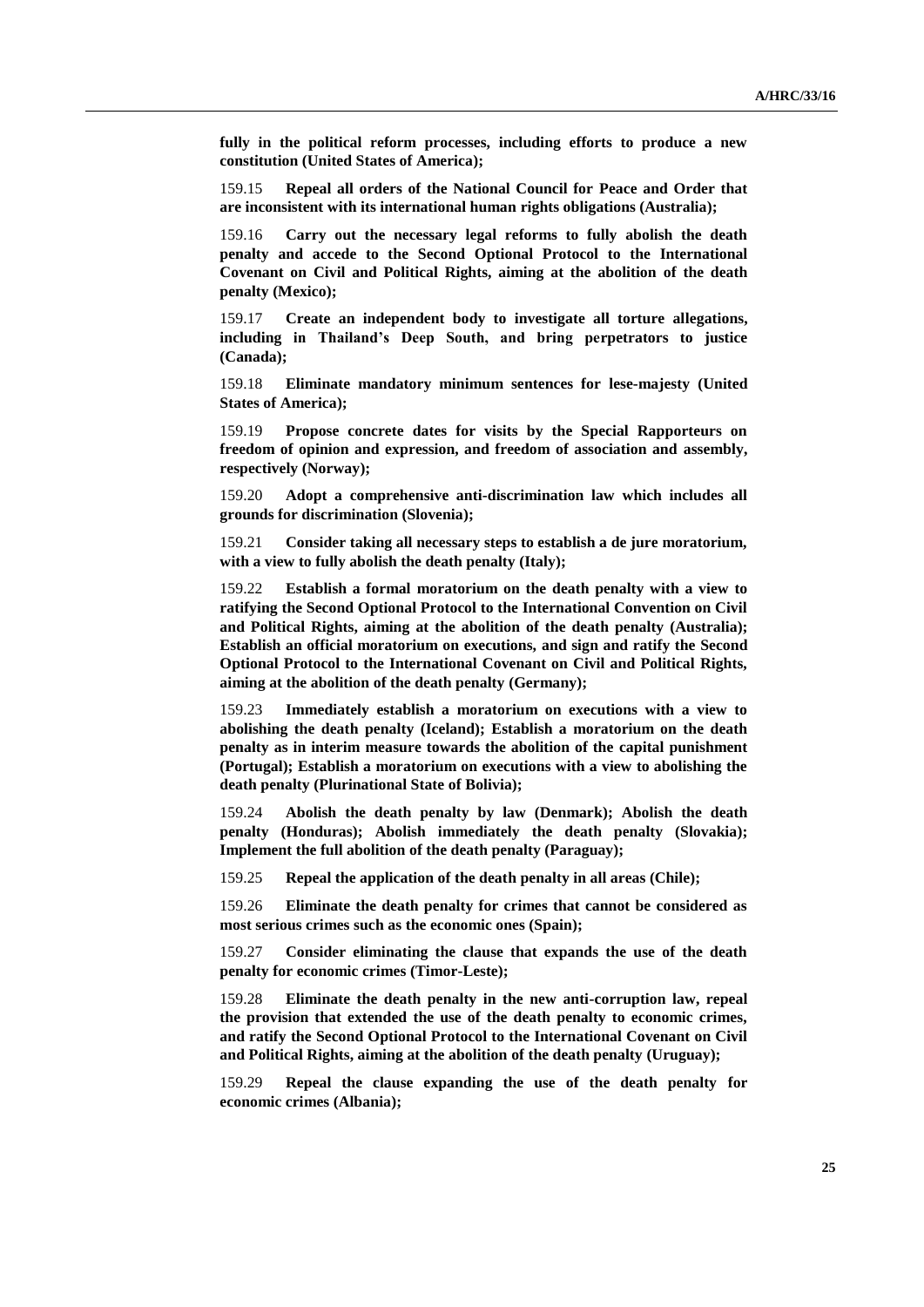**fully in the political reform processes, including efforts to produce a new constitution (United States of America);**

159.15 **Repeal all orders of the National Council for Peace and Order that are inconsistent with its international human rights obligations (Australia);**

159.16 **Carry out the necessary legal reforms to fully abolish the death penalty and accede to the Second Optional Protocol to the International Covenant on Civil and Political Rights, aiming at the abolition of the death penalty (Mexico);**

159.17 **Create an independent body to investigate all torture allegations, including in Thailand's Deep South, and bring perpetrators to justice (Canada);**

159.18 **Eliminate mandatory minimum sentences for lese-majesty (United States of America);**

159.19 **Propose concrete dates for visits by the Special Rapporteurs on freedom of opinion and expression, and freedom of association and assembly, respectively (Norway);**

159.20 **Adopt a comprehensive anti-discrimination law which includes all grounds for discrimination (Slovenia);**

159.21 **Consider taking all necessary steps to establish a de jure moratorium, with a view to fully abolish the death penalty (Italy);**

159.22 **Establish a formal moratorium on the death penalty with a view to ratifying the Second Optional Protocol to the International Convention on Civil and Political Rights, aiming at the abolition of the death penalty (Australia); Establish an official moratorium on executions, and sign and ratify the Second Optional Protocol to the International Covenant on Civil and Political Rights, aiming at the abolition of the death penalty (Germany);**

159.23 **Immediately establish a moratorium on executions with a view to abolishing the death penalty (Iceland); Establish a moratorium on the death penalty as in interim measure towards the abolition of the capital punishment (Portugal); Establish a moratorium on executions with a view to abolishing the death penalty (Plurinational State of Bolivia);**

159.24 **Abolish the death penalty by law (Denmark); Abolish the death penalty (Honduras); Abolish immediately the death penalty (Slovakia); Implement the full abolition of the death penalty (Paraguay);**

159.25 **Repeal the application of the death penalty in all areas (Chile);**

159.26 **Eliminate the death penalty for crimes that cannot be considered as most serious crimes such as the economic ones (Spain);**

159.27 **Consider eliminating the clause that expands the use of the death penalty for economic crimes (Timor-Leste);**

159.28 **Eliminate the death penalty in the new anti-corruption law, repeal the provision that extended the use of the death penalty to economic crimes, and ratify the Second Optional Protocol to the International Covenant on Civil and Political Rights, aiming at the abolition of the death penalty (Uruguay);**

159.29 **Repeal the clause expanding the use of the death penalty for economic crimes (Albania);**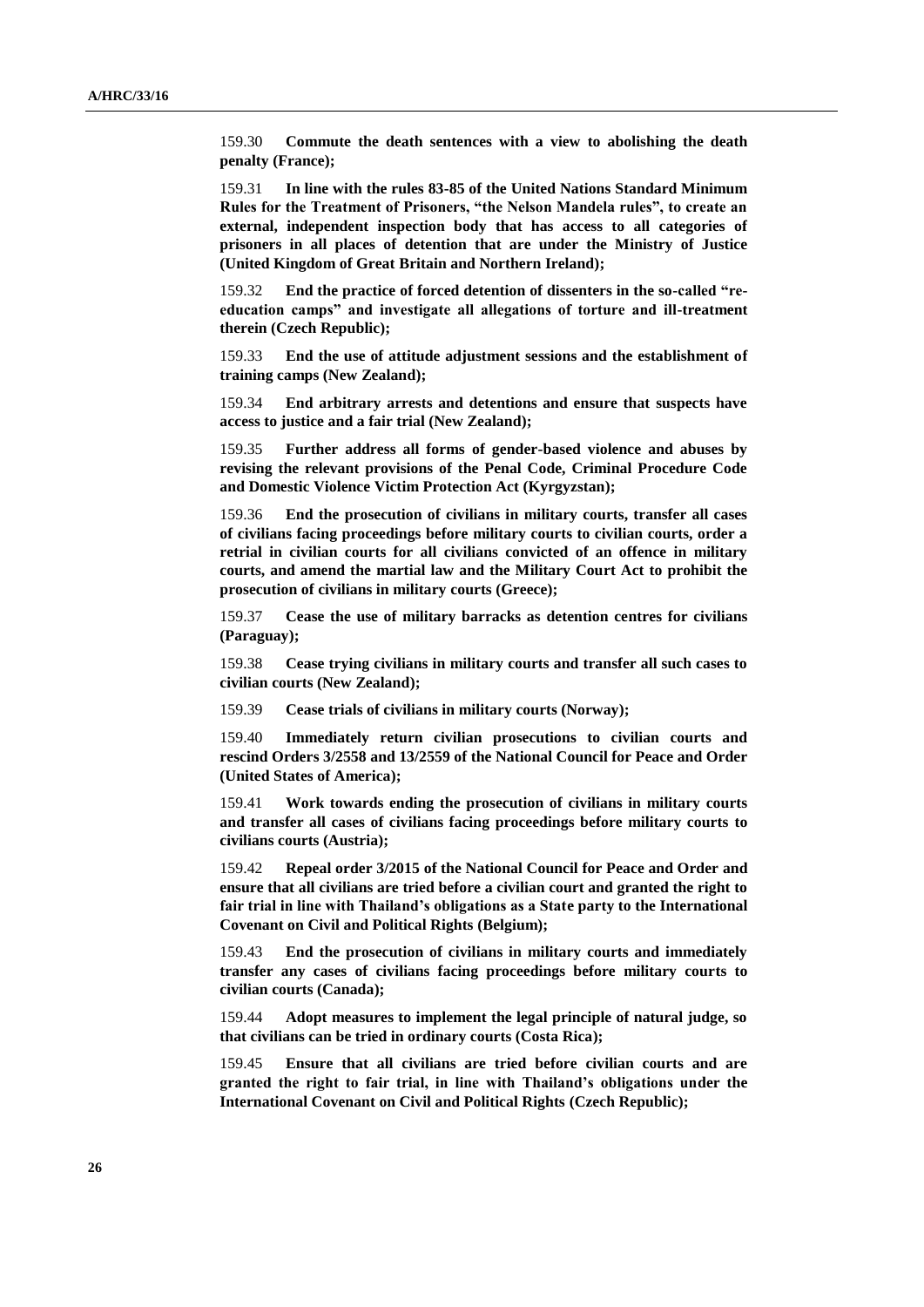159.30 **Commute the death sentences with a view to abolishing the death penalty (France);**

159.31 **In line with the rules 83-85 of the United Nations Standard Minimum Rules for the Treatment of Prisoners, "the Nelson Mandela rules", to create an external, independent inspection body that has access to all categories of prisoners in all places of detention that are under the Ministry of Justice (United Kingdom of Great Britain and Northern Ireland);**

159.32 **End the practice of forced detention of dissenters in the so-called "re-education camps" and investigate all allegations of torture and ill-treatment therein (Czech Republic);**

159.33 **End the use of attitude adjustment sessions and the establishment of training camps (New Zealand);**

159.34 **End arbitrary arrests and detentions and ensure that suspects have access to justice and a fair trial (New Zealand);**

159.35 **Further address all forms of gender-based violence and abuses by revising the relevant provisions of the Penal Code, Criminal Procedure Code and Domestic Violence Victim Protection Act (Kyrgyzstan);**

159.36 **End the prosecution of civilians in military courts, transfer all cases of civilians facing proceedings before military courts to civilian courts, order a retrial in civilian courts for all civilians convicted of an offence in military courts, and amend the martial law and the Military Court Act to prohibit the prosecution of civilians in military courts (Greece);**

159.37 **Cease the use of military barracks as detention centres for civilians (Paraguay);**

159.38 **Cease trying civilians in military courts and transfer all such cases to civilian courts (New Zealand);**

159.39 **Cease trials of civilians in military courts (Norway);**

159.40 **Immediately return civilian prosecutions to civilian courts and rescind Orders 3/2558 and 13/2559 of the National Council for Peace and Order (United States of America);**

159.41 **Work towards ending the prosecution of civilians in military courts and transfer all cases of civilians facing proceedings before military courts to civilians courts (Austria);**

159.42 **Repeal order 3/2015 of the National Council for Peace and Order and ensure that all civilians are tried before a civilian court and granted the right to fair trial in line with Thailand's obligations as a State party to the International Covenant on Civil and Political Rights (Belgium);**

159.43 **End the prosecution of civilians in military courts and immediately transfer any cases of civilians facing proceedings before military courts to civilian courts (Canada);**

159.44 **Adopt measures to implement the legal principle of natural judge, so that civilians can be tried in ordinary courts (Costa Rica);**

159.45 **Ensure that all civilians are tried before civilian courts and are granted the right to fair trial, in line with Thailand's obligations under the International Covenant on Civil and Political Rights (Czech Republic);**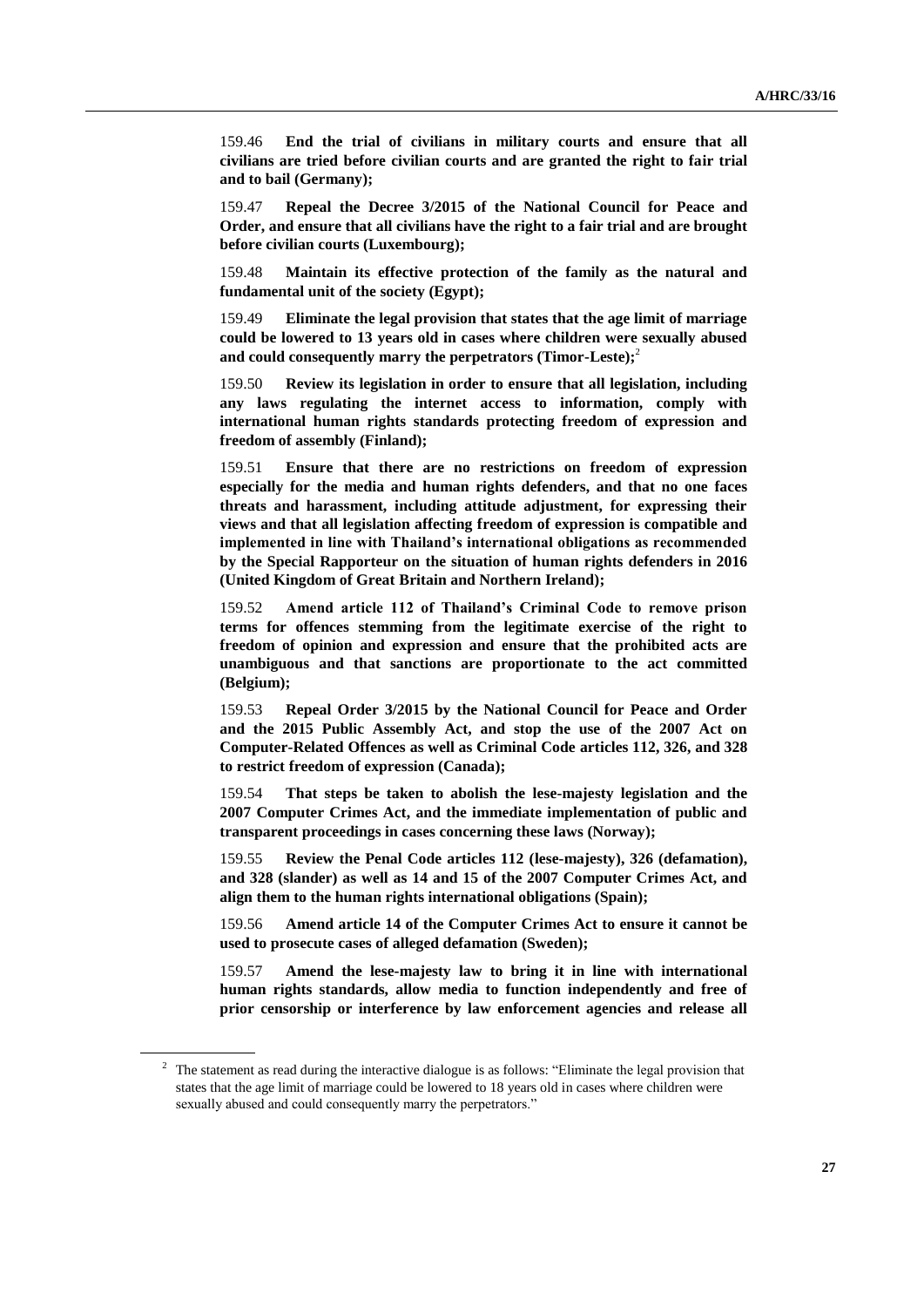159.46 **End the trial of civilians in military courts and ensure that all civilians are tried before civilian courts and are granted the right to fair trial and to bail (Germany);**

159.47 **Repeal the Decree 3/2015 of the National Council for Peace and Order, and ensure that all civilians have the right to a fair trial and are brought before civilian courts (Luxembourg);**

159.48 **Maintain its effective protection of the family as the natural and fundamental unit of the society (Egypt);**

159.49 **Eliminate the legal provision that states that the age limit of marriage could be lowered to 13 years old in cases where children were sexually abused and could consequently marry the perpetrators (Timor-Leste);**[2]

159.50 **Review its legislation in order to ensure that all legislation, including any laws regulating the internet access to information, comply with international human rights standards protecting freedom of expression and freedom of assembly (Finland);**

159.51 **Ensure that there are no restrictions on freedom of expression especially for the media and human rights defenders, and that no one faces threats and harassment, including attitude adjustment, for expressing their views and that all legislation affecting freedom of expression is compatible and implemented in line with Thailand's international obligations as recommended by the Special Rapporteur on the situation of human rights defenders in 2016 (United Kingdom of Great Britain and Northern Ireland);**

159.52 **Amend article 112 of Thailand's Criminal Code to remove prison terms for offences stemming from the legitimate exercise of the right to freedom of opinion and expression and ensure that the prohibited acts are unambiguous and that sanctions are proportionate to the act committed (Belgium);**

159.53 **Repeal Order 3/2015 by the National Council for Peace and Order and the 2015 Public Assembly Act, and stop the use of the 2007 Act on Computer-Related Offences as well as Criminal Code articles 112, 326, and 328 to restrict freedom of expression (Canada);**

159.54 **That steps be taken to abolish the lese-majesty legislation and the 2007 Computer Crimes Act, and the immediate implementation of public and transparent proceedings in cases concerning these laws (Norway);**

159.55 **Review the Penal Code articles 112 (lese-majesty), 326 (defamation), and 328 (slander) as well as 14 and 15 of the 2007 Computer Crimes Act, and align them to the human rights international obligations (Spain);**

159.56 **Amend article 14 of the Computer Crimes Act to ensure it cannot be used to prosecute cases of alleged defamation (Sweden);**

159.57 **Amend the lese-majesty law to bring it in line with international human rights standards, allow media to function independently and free of prior censorship or interference by law enforcement agencies and release all**

[2] The statement as read during the interactive dialogue is as follows: "Eliminate the legal provision that states that the age limit of marriage could be lowered to 18 years old in cases where children were sexually abused and could consequently marry the perpetrators."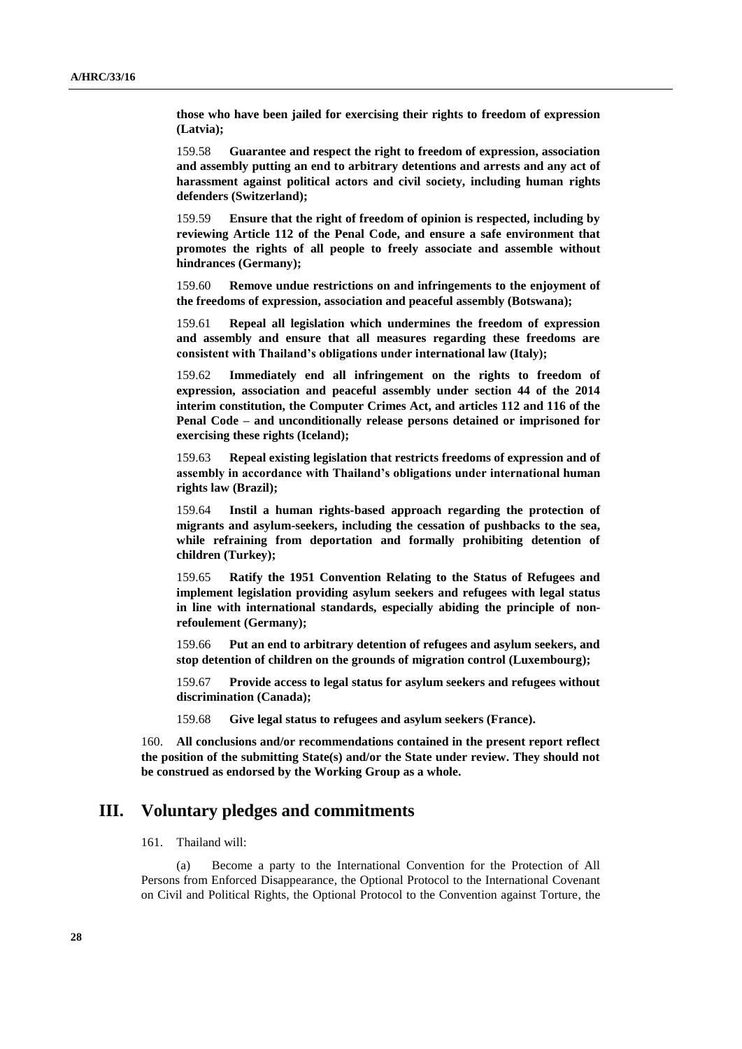**those who have been jailed for exercising their rights to freedom of expression (Latvia);**

159.58 **Guarantee and respect the right to freedom of expression, association and assembly putting an end to arbitrary detentions and arrests and any act of harassment against political actors and civil society, including human rights defenders (Switzerland);**

159.59 **Ensure that the right of freedom of opinion is respected, including by reviewing Article 112 of the Penal Code, and ensure a safe environment that promotes the rights of all people to freely associate and assemble without hindrances (Germany);**

159.60 **Remove undue restrictions on and infringements to the enjoyment of the freedoms of expression, association and peaceful assembly (Botswana);**

159.61 **Repeal all legislation which undermines the freedom of expression and assembly and ensure that all measures regarding these freedoms are consistent with Thailand's obligations under international law (Italy);**

159.62 **Immediately end all infringement on the rights to freedom of expression, association and peaceful assembly under section 44 of the 2014 interim constitution, the Computer Crimes Act, and articles 112 and 116 of the Penal Code – and unconditionally release persons detained or imprisoned for exercising these rights (Iceland);**

159.63 **Repeal existing legislation that restricts freedoms of expression and of assembly in accordance with Thailand's obligations under international human rights law (Brazil);**

159.64 **Instil a human rights-based approach regarding the protection of migrants and asylum-seekers, including the cessation of pushbacks to the sea, while refraining from deportation and formally prohibiting detention of children (Turkey);**

159.65 **Ratify the 1951 Convention Relating to the Status of Refugees and implement legislation providing asylum seekers and refugees with legal status in line with international standards, especially abiding the principle of non-refoulement (Germany);**

159.66 **Put an end to arbitrary detention of refugees and asylum seekers, and stop detention of children on the grounds of migration control (Luxembourg);**

159.67 **Provide access to legal status for asylum seekers and refugees without discrimination (Canada);**

159.68 **Give legal status to refugees and asylum seekers (France).**

160. **All conclusions and/or recommendations contained in the present report reflect the position of the submitting State(s) and/or the State under review. They should not be construed as endorsed by the Working Group as a whole.**

## III. Voluntary pledges and commitments

161. Thailand will:

(a) Become a party to the International Convention for the Protection of All Persons from Enforced Disappearance, the Optional Protocol to the International Covenant on Civil and Political Rights, the Optional Protocol to the Convention against Torture, the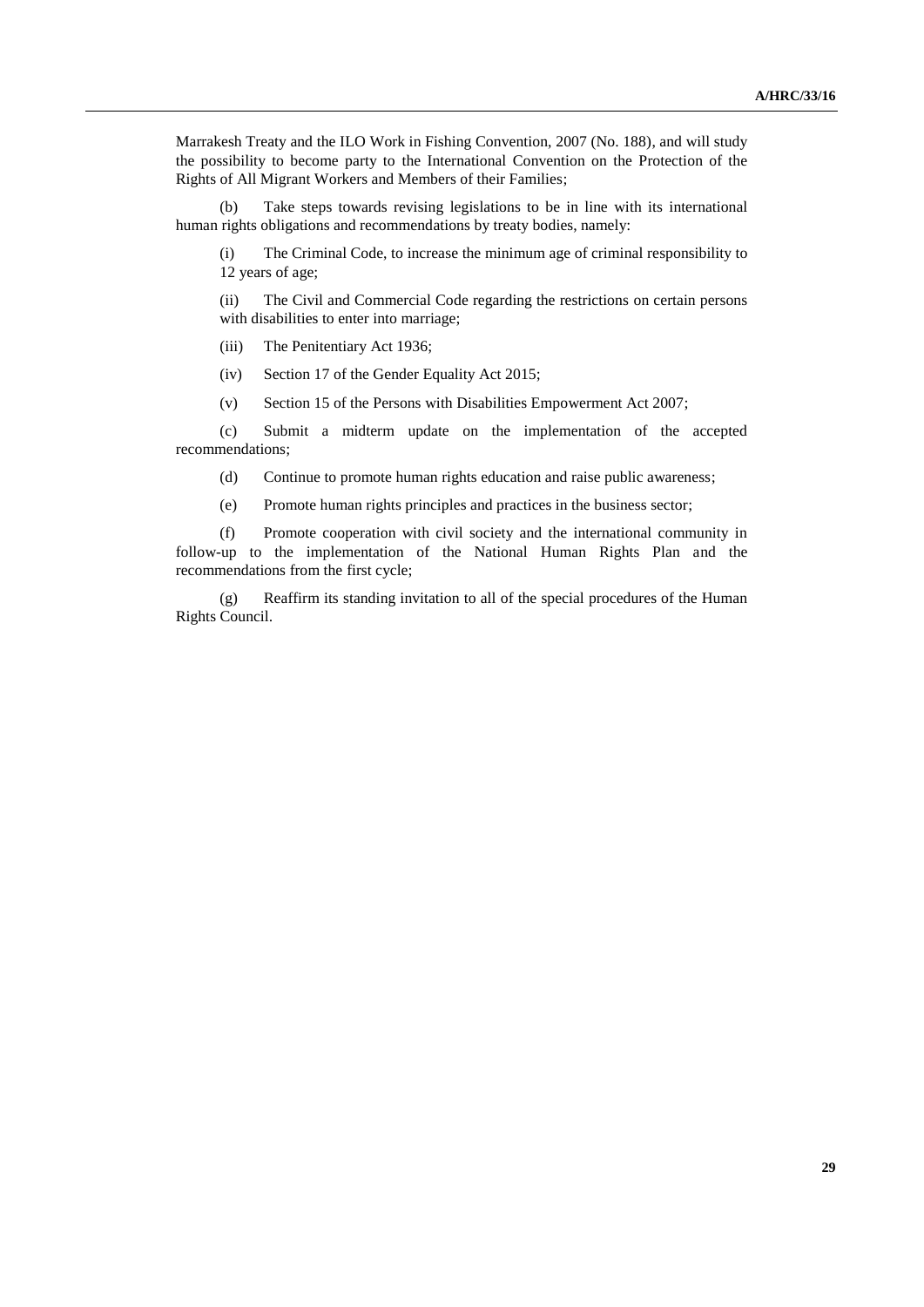Marrakesh Treaty and the ILO Work in Fishing Convention, 2007 (No. 188), and will study the possibility to become party to the International Convention on the Protection of the Rights of All Migrant Workers and Members of their Families;

(b) Take steps towards revising legislations to be in line with its international human rights obligations and recommendations by treaty bodies, namely:

(i) The Criminal Code, to increase the minimum age of criminal responsibility to 12 years of age;

(ii) The Civil and Commercial Code regarding the restrictions on certain persons with disabilities to enter into marriage;

(iii) The Penitentiary Act 1936;

(iv) Section 17 of the Gender Equality Act 2015;

(v) Section 15 of the Persons with Disabilities Empowerment Act 2007;

(c) Submit a midterm update on the implementation of the accepted recommendations;

(d) Continue to promote human rights education and raise public awareness;

(e) Promote human rights principles and practices in the business sector;

(f) Promote cooperation with civil society and the international community in follow-up to the implementation of the National Human Rights Plan and the recommendations from the first cycle;

(g) Reaffirm its standing invitation to all of the special procedures of the Human Rights Council.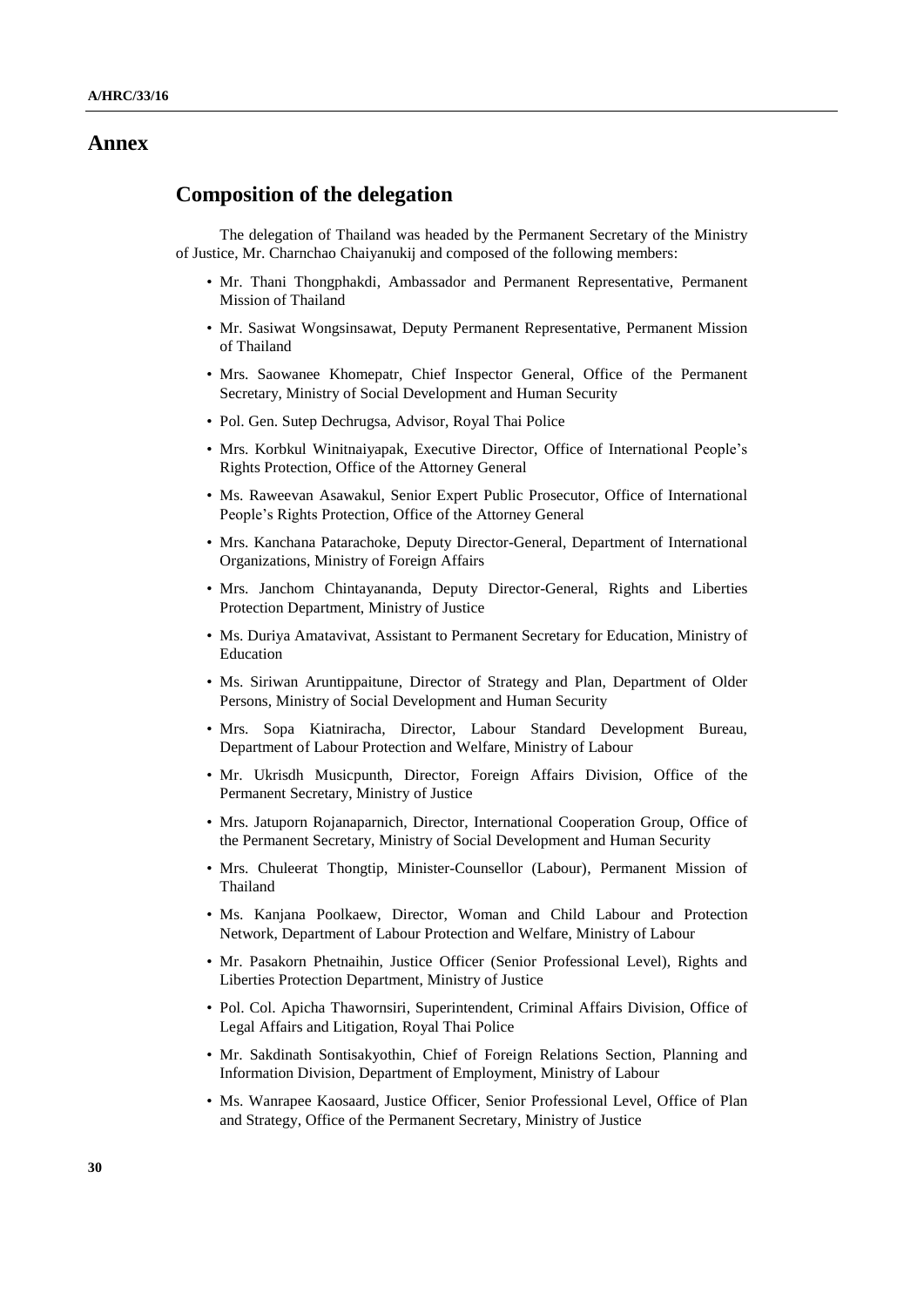# Annex

## Composition of the delegation

The delegation of Thailand was headed by the Permanent Secretary of the Ministry of Justice, Mr. Charnchao Chaiyanukij and composed of the following members:

- Mr. Thani Thongphakdi, Ambassador and Permanent Representative, Permanent Mission of Thailand
- Mr. Sasiwat Wongsinsawat, Deputy Permanent Representative, Permanent Mission of Thailand
- Mrs. Saowanee Khomepatr, Chief Inspector General, Office of the Permanent Secretary, Ministry of Social Development and Human Security
- Pol. Gen. Sutep Dechrugsa, Advisor, Royal Thai Police
- Mrs. Korbkul Winitnaiyapak, Executive Director, Office of International People's Rights Protection, Office of the Attorney General
- Ms. Raweevan Asawakul, Senior Expert Public Prosecutor, Office of International People's Rights Protection, Office of the Attorney General
- Mrs. Kanchana Patarachoke, Deputy Director-General, Department of International Organizations, Ministry of Foreign Affairs
- Mrs. Janchom Chintayananda, Deputy Director-General, Rights and Liberties Protection Department, Ministry of Justice
- Ms. Duriya Amatavivat, Assistant to Permanent Secretary for Education, Ministry of Education
- Ms. Siriwan Aruntippaitune, Director of Strategy and Plan, Department of Older Persons, Ministry of Social Development and Human Security
- Mrs. Sopa Kiatniracha, Director, Labour Standard Development Bureau, Department of Labour Protection and Welfare, Ministry of Labour
- Mr. Ukrisdh Musicpunth, Director, Foreign Affairs Division, Office of the Permanent Secretary, Ministry of Justice
- Mrs. Jatuporn Rojanaparnich, Director, International Cooperation Group, Office of the Permanent Secretary, Ministry of Social Development and Human Security
- Mrs. Chuleerat Thongtip, Minister-Counsellor (Labour), Permanent Mission of Thailand
- Ms. Kanjana Poolkaew, Director, Woman and Child Labour and Protection Network, Department of Labour Protection and Welfare, Ministry of Labour
- Mr. Pasakorn Phetnaihin, Justice Officer (Senior Professional Level), Rights and Liberties Protection Department, Ministry of Justice
- Pol. Col. Apicha Thawornsiri, Superintendent, Criminal Affairs Division, Office of Legal Affairs and Litigation, Royal Thai Police
- Mr. Sakdinath Sontisakyothin, Chief of Foreign Relations Section, Planning and Information Division, Department of Employment, Ministry of Labour
- Ms. Wanrapee Kaosaard, Justice Officer, Senior Professional Level, Office of Plan and Strategy, Office of the Permanent Secretary, Ministry of Justice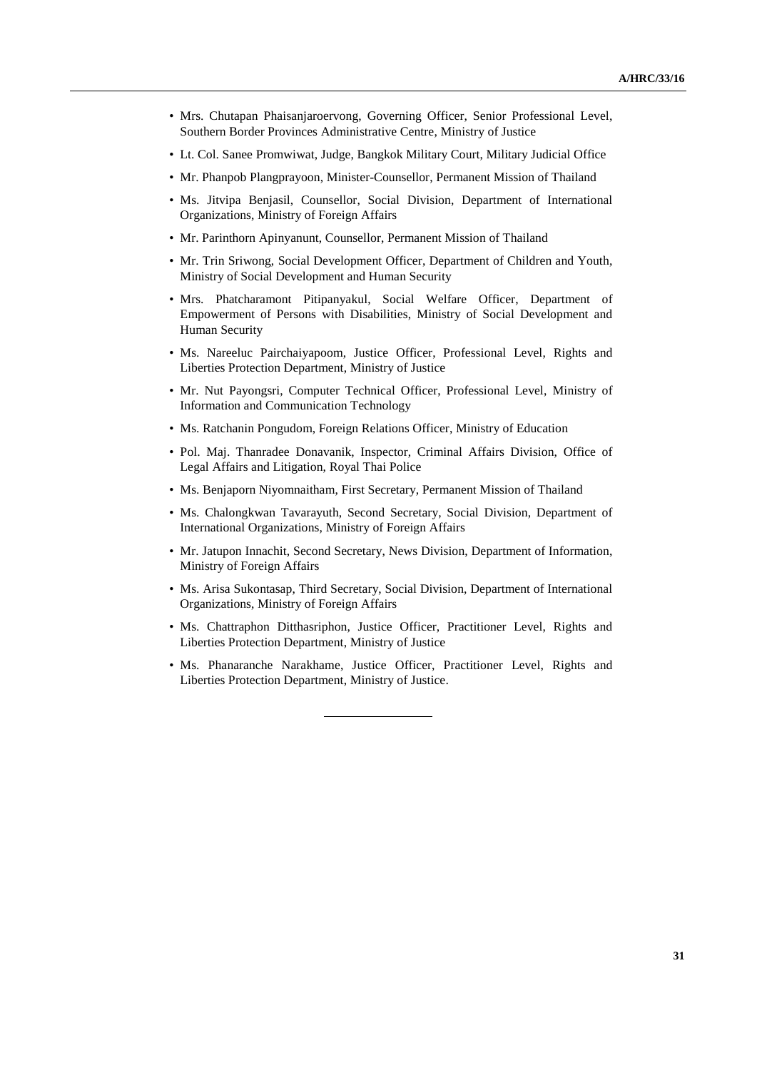- Mrs. Chutapan Phaisanjaroervong, Governing Officer, Senior Professional Level, Southern Border Provinces Administrative Centre, Ministry of Justice
- Lt. Col. Sanee Promwiwat, Judge, Bangkok Military Court, Military Judicial Office
- Mr. Phanpob Plangprayoon, Minister-Counsellor, Permanent Mission of Thailand
- Ms. Jitvipa Benjasil, Counsellor, Social Division, Department of International Organizations, Ministry of Foreign Affairs
- Mr. Parinthorn Apinyanunt, Counsellor, Permanent Mission of Thailand
- Mr. Trin Sriwong, Social Development Officer, Department of Children and Youth, Ministry of Social Development and Human Security
- Mrs. Phatcharamont Pitipanyakul, Social Welfare Officer, Department of Empowerment of Persons with Disabilities, Ministry of Social Development and Human Security
- Ms. Nareeluc Pairchaiyapoom, Justice Officer, Professional Level, Rights and Liberties Protection Department, Ministry of Justice
- Mr. Nut Payongsri, Computer Technical Officer, Professional Level, Ministry of Information and Communication Technology
- Ms. Ratchanin Pongudom, Foreign Relations Officer, Ministry of Education
- Pol. Maj. Thanradee Donavanik, Inspector, Criminal Affairs Division, Office of Legal Affairs and Litigation, Royal Thai Police
- Ms. Benjaporn Niyomnaitham, First Secretary, Permanent Mission of Thailand
- Ms. Chalongkwan Tavarayuth, Second Secretary, Social Division, Department of International Organizations, Ministry of Foreign Affairs
- Mr. Jatupon Innachit, Second Secretary, News Division, Department of Information, Ministry of Foreign Affairs
- Ms. Arisa Sukontasap, Third Secretary, Social Division, Department of International Organizations, Ministry of Foreign Affairs
- Ms. Chattraphon Ditthasriphon, Justice Officer, Practitioner Level, Rights and Liberties Protection Department, Ministry of Justice
- Ms. Phanaranche Narakhame, Justice Officer, Practitioner Level, Rights and Liberties Protection Department, Ministry of Justice.